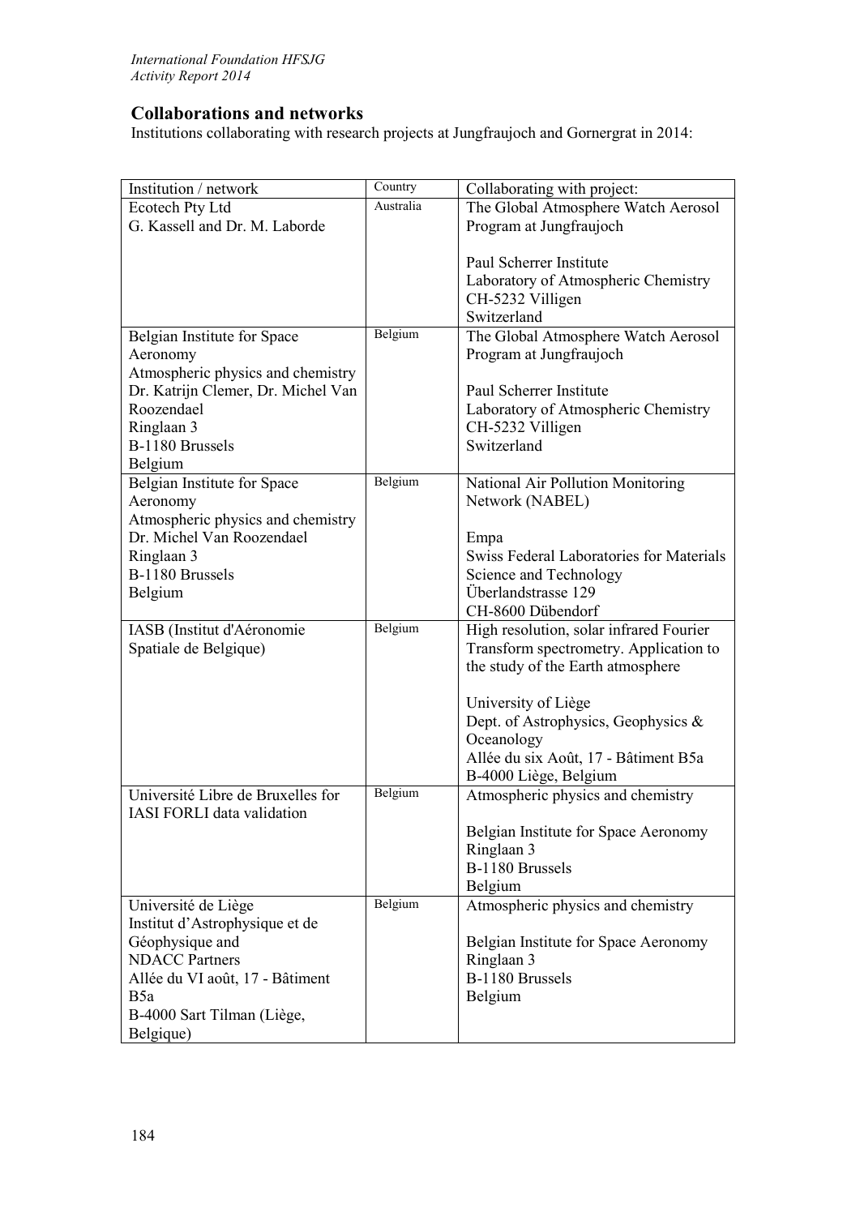## Collaborations and networks

Institutions collaborating with research projects at Jungfraujoch and Gornergrat in 2014:

| Institution / network | Country | Collaborating with project: |
|---|---|---|
| Ecotech Pty Ltd<br>G. Kassell and Dr. M. Laborde | Australia | The Global Atmosphere Watch Aerosol Program at Jungfraujoch<br><br>Paul Scherrer Institute<br>Laboratory of Atmospheric Chemistry<br>CH-5232 Villigen<br>Switzerland |
| Belgian Institute for Space Aeronomy<br>Atmospheric physics and chemistry<br>Dr. Katrijn Clemer, Dr. Michel Van Roozendael<br>Ringlaan 3<br>B-1180 Brussels<br>Belgium | Belgium | The Global Atmosphere Watch Aerosol Program at Jungfraujoch<br><br>Paul Scherrer Institute<br>Laboratory of Atmospheric Chemistry<br>CH-5232 Villigen<br>Switzerland |
| Belgian Institute for Space Aeronomy<br>Atmospheric physics and chemistry<br>Dr. Michel Van Roozendael<br>Ringlaan 3<br>B-1180 Brussels<br>Belgium | Belgium | National Air Pollution Monitoring Network (NABEL)<br><br>Empa<br>Swiss Federal Laboratories for Materials Science and Technology<br>Überlandstrasse 129<br>CH-8600 Dübendorf |
| IASB (Institut d'Aéronomie Spatiale de Belgique) | Belgium | High resolution, solar infrared Fourier Transform spectrometry. Application to the study of the Earth atmosphere<br><br>University of Liège<br>Dept. of Astrophysics, Geophysics & Oceanology<br>Allée du six Août, 17 - Bâtiment B5a<br>B-4000 Liège, Belgium |
| Université Libre de Bruxelles for IASI FORLI data validation | Belgium | Atmospheric physics and chemistry<br><br>Belgian Institute for Space Aeronomy<br>Ringlaan 3<br>B-1180 Brussels<br>Belgium |
| Université de Liège<br>Institut d'Astrophysique et de Géophysique and<br>NDACC Partners<br>Allée du VI août, 17 - Bâtiment B5a<br>B-4000 Sart Tilman (Liège, Belgique) | Belgium | Atmospheric physics and chemistry<br><br>Belgian Institute for Space Aeronomy<br>Ringlaan 3<br>B-1180 Brussels<br>Belgium |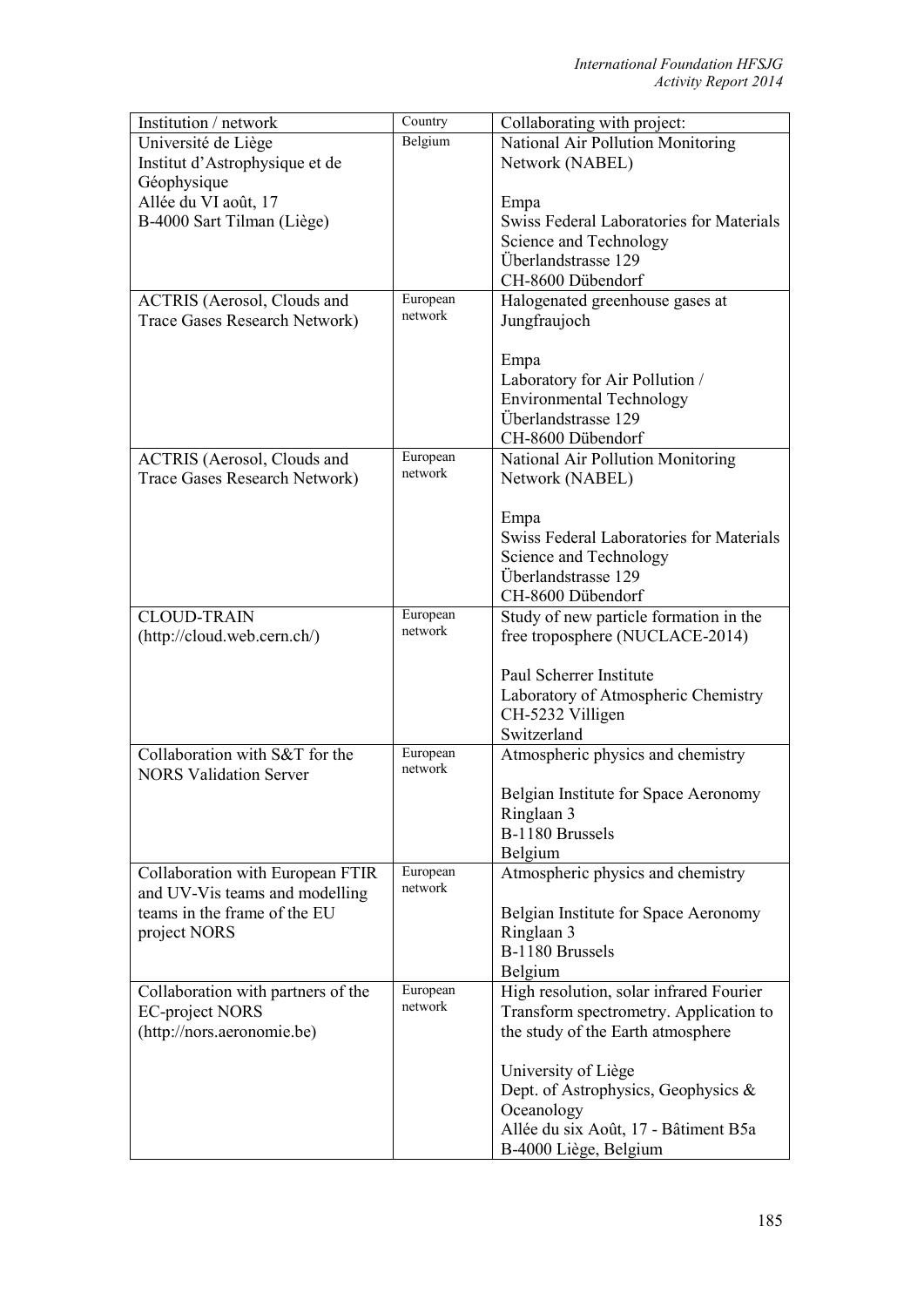| Institution / network | Country | Collaborating with project: |
|---|---|---|
| Université de Liège<br>Institut d'Astrophysique et de Géophysique<br>Allée du VI août, 17<br>B-4000 Sart Tilman (Liège) | Belgium | National Air Pollution Monitoring Network (NABEL)<br><br>Empa<br>Swiss Federal Laboratories for Materials Science and Technology<br>Überlandstrasse 129<br>CH-8600 Dübendorf |
| ACTRIS (Aerosol, Clouds and Trace Gases Research Network) | European network | Halogenated greenhouse gases at Jungfraujoch<br><br>Empa<br>Laboratory for Air Pollution / Environmental Technology<br>Überlandstrasse 129<br>CH-8600 Dübendorf |
| ACTRIS (Aerosol, Clouds and Trace Gases Research Network) | European network | National Air Pollution Monitoring Network (NABEL)<br><br>Empa<br>Swiss Federal Laboratories for Materials Science and Technology<br>Überlandstrasse 129<br>CH-8600 Dübendorf |
| CLOUD-TRAIN<br>(http://cloud.web.cern.ch/) | European network | Study of new particle formation in the free troposphere (NUCLACE-2014)<br><br>Paul Scherrer Institute<br>Laboratory of Atmospheric Chemistry<br>CH-5232 Villigen<br>Switzerland |
| Collaboration with S&T for the NORS Validation Server | European network | Atmospheric physics and chemistry<br><br>Belgian Institute for Space Aeronomy<br>Ringlaan 3<br>B-1180 Brussels<br>Belgium |
| Collaboration with European FTIR and UV-Vis teams and modelling teams in the frame of the EU project NORS | European network | Atmospheric physics and chemistry<br><br>Belgian Institute for Space Aeronomy<br>Ringlaan 3<br>B-1180 Brussels<br>Belgium |
| Collaboration with partners of the EC-project NORS<br>(http://nors.aeronomie.be) | European network | High resolution, solar infrared Fourier Transform spectrometry. Application to the study of the Earth atmosphere<br><br>University of Liège<br>Dept. of Astrophysics, Geophysics & Oceanology<br>Allée du six Août, 17 - Bâtiment B5a<br>B-4000 Liège, Belgium |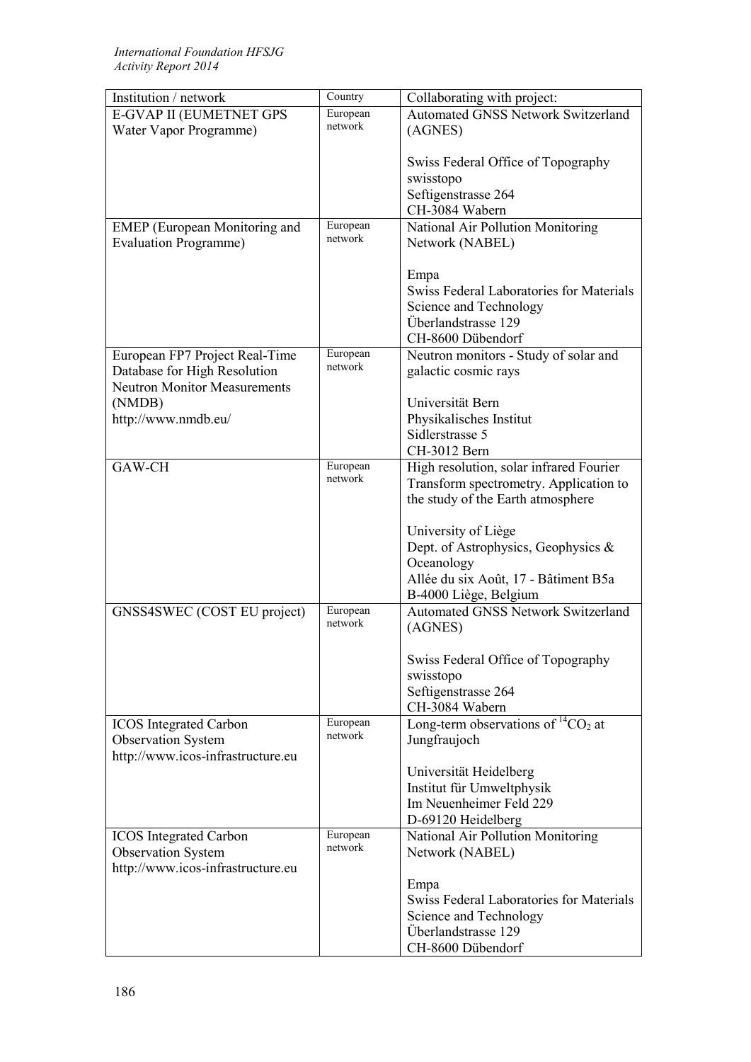| Institution / network | Country | Collaborating with project: |
| --- | --- | --- |
| E-GVAP II (EUMETNET GPS Water Vapor Programme) | European network | Automated GNSS Network Switzerland (AGNES)<br><br>Swiss Federal Office of Topography swisstopo<br>Seftigenstrasse 264<br>CH-3084 Wabern |
| EMEP (European Monitoring and Evaluation Programme) | European network | National Air Pollution Monitoring Network (NABEL)<br><br>Empa<br>Swiss Federal Laboratories for Materials Science and Technology<br>Überlandstrasse 129<br>CH-8600 Dübendorf |
| European FP7 Project Real-Time Database for High Resolution Neutron Monitor Measurements (NMDB)<br>http://www.nmdb.eu/ | European network | Neutron monitors - Study of solar and galactic cosmic rays<br><br>Universität Bern<br>Physikalisches Institut<br>Sidlerstrasse 5<br>CH-3012 Bern |
| GAW-CH | European network | High resolution, solar infrared Fourier Transform spectrometry. Application to the study of the Earth atmosphere<br><br>University of Liège<br>Dept. of Astrophysics, Geophysics & Oceanology<br>Allée du six Août, 17 - Bâtiment B5a<br>B-4000 Liège, Belgium |
| GNSS4SWEC (COST EU project) | European network | Automated GNSS Network Switzerland (AGNES)<br><br>Swiss Federal Office of Topography swisstopo<br>Seftigenstrasse 264<br>CH-3084 Wabern |
| ICOS Integrated Carbon Observation System<br>http://www.icos-infrastructure.eu | European network | Long-term observations of $^{14}CO_2$ at Jungfraujoch<br><br>Universität Heidelberg<br>Institut für Umweltphysik<br>Im Neuenheimer Feld 229<br>D-69120 Heidelberg |
| ICOS Integrated Carbon Observation System<br>http://www.icos-infrastructure.eu | European network | National Air Pollution Monitoring Network (NABEL)<br><br>Empa<br>Swiss Federal Laboratories for Materials Science and Technology<br>Überlandstrasse 129<br>CH-8600 Dübendorf |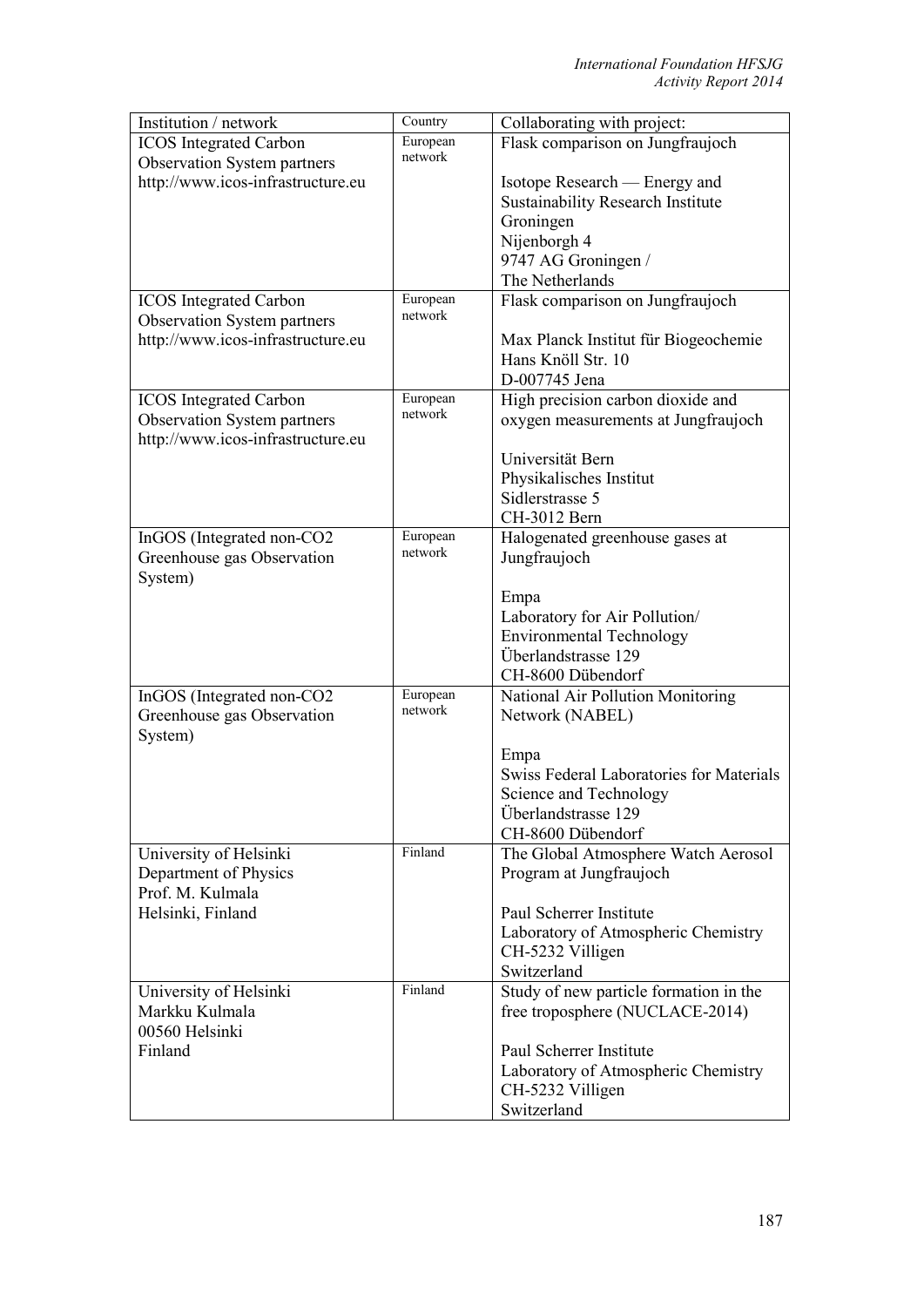| Institution / network | Country | Collaborating with project: |
|---|---|---|
| ICOS Integrated Carbon Observation System partners http://www.icos-infrastructure.eu | European network | Flask comparison on Jungfraujoch<br><br>Isotope Research — Energy and Sustainability Research Institute Groningen<br>Nijenborgh 4<br>9747 AG Groningen /<br>The Netherlands |
| ICOS Integrated Carbon Observation System partners http://www.icos-infrastructure.eu | European network | Flask comparison on Jungfraujoch<br><br>Max Planck Institut für Biogeochemie<br>Hans Knöll Str. 10<br>D-007745 Jena |
| ICOS Integrated Carbon Observation System partners http://www.icos-infrastructure.eu | European network | High precision carbon dioxide and oxygen measurements at Jungfraujoch<br><br>Universität Bern<br>Physikalisches Institut<br>Sidlerstrasse 5<br>CH-3012 Bern |
| InGOS (Integrated non-CO2 Greenhouse gas Observation System) | European network | Halogenated greenhouse gases at Jungfraujoch<br><br>Empa<br>Laboratory for Air Pollution/ Environmental Technology<br>Überlandstrasse 129<br>CH-8600 Dübendorf |
| InGOS (Integrated non-CO2 Greenhouse gas Observation System) | European network | National Air Pollution Monitoring Network (NABEL)<br><br>Empa<br>Swiss Federal Laboratories for Materials Science and Technology<br>Überlandstrasse 129<br>CH-8600 Dübendorf |
| University of Helsinki<br>Department of Physics<br>Prof. M. Kulmala<br>Helsinki, Finland | Finland | The Global Atmosphere Watch Aerosol Program at Jungfraujoch<br><br>Paul Scherrer Institute<br>Laboratory of Atmospheric Chemistry<br>CH-5232 Villigen<br>Switzerland |
| University of Helsinki<br>Markku Kulmala<br>00560 Helsinki<br>Finland | Finland | Study of new particle formation in the free troposphere (NUCLACE-2014)<br><br>Paul Scherrer Institute<br>Laboratory of Atmospheric Chemistry<br>CH-5232 Villigen<br>Switzerland |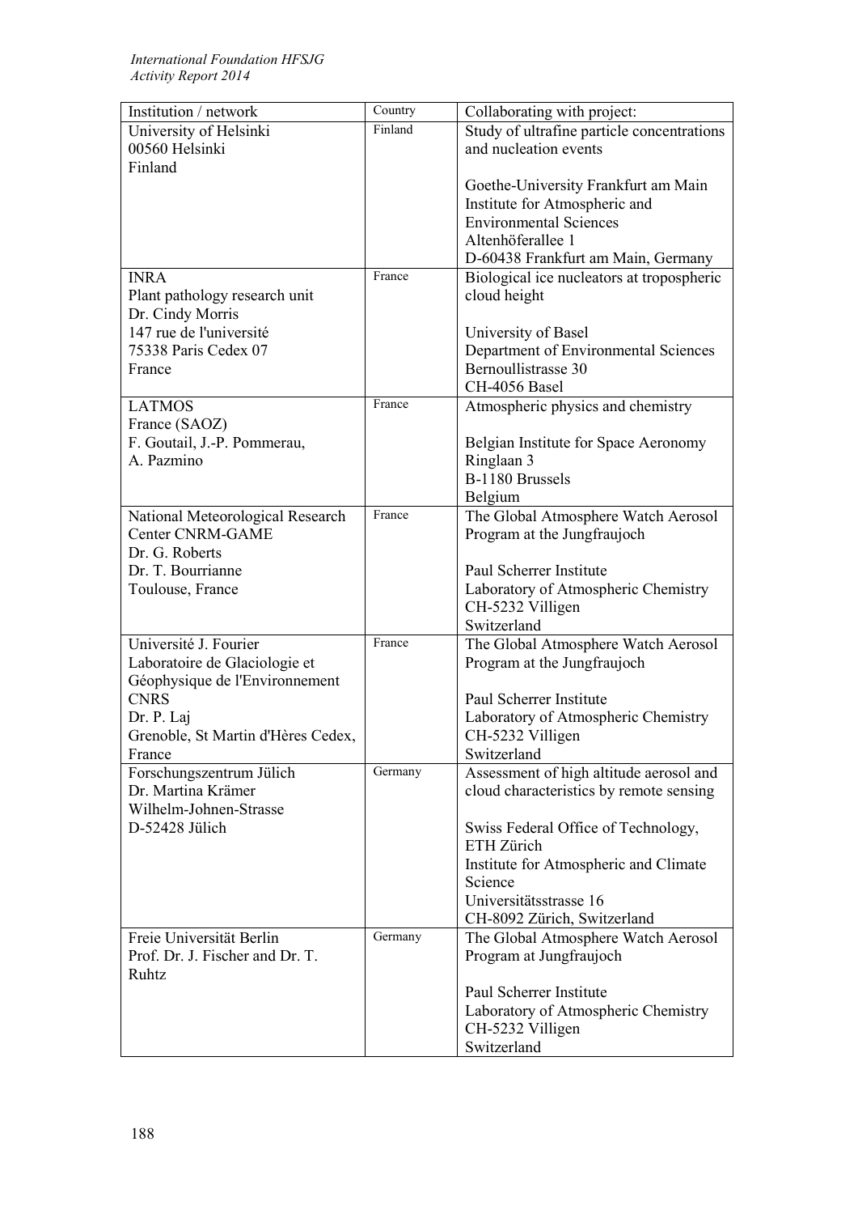| Institution / network | Country | Collaborating with project: |
|---|---|---|
| University of Helsinki<br>00560 Helsinki<br>Finland | Finland | Study of ultrafine particle concentrations and nucleation events<br><br>Goethe-University Frankfurt am Main<br>Institute for Atmospheric and Environmental Sciences<br>Altenhöferallee 1<br>D-60438 Frankfurt am Main, Germany |
| INRA<br>Plant pathology research unit<br>Dr. Cindy Morris<br>147 rue de l'université<br>75338 Paris Cedex 07<br>France | France | Biological ice nucleators at tropospheric cloud height<br><br>University of Basel<br>Department of Environmental Sciences<br>Bernoullistrasse 30<br>CH-4056 Basel |
| LATMOS<br>France (SAOZ)<br>F. Goutail, J.-P. Pommerau,<br>A. Pazmino | France | Atmospheric physics and chemistry<br><br>Belgian Institute for Space Aeronomy<br>Ringlaan 3<br>B-1180 Brussels<br>Belgium |
| National Meteorological Research Center CNRM-GAME<br>Dr. G. Roberts<br>Dr. T. Bourrianne<br>Toulouse, France | France | The Global Atmosphere Watch Aerosol Program at the Jungfraujoch<br><br>Paul Scherrer Institute<br>Laboratory of Atmospheric Chemistry<br>CH-5232 Villigen<br>Switzerland |
| Université J. Fourier<br>Laboratoire de Glaciologie et Géophysique de l'Environnement<br>CNRS<br>Dr. P. Laj<br>Grenoble, St Martin d'Hères Cedex, France | France | The Global Atmosphere Watch Aerosol Program at the Jungfraujoch<br><br>Paul Scherrer Institute<br>Laboratory of Atmospheric Chemistry<br>CH-5232 Villigen<br>Switzerland |
| Forschungszentrum Jülich<br>Dr. Martina Krämer<br>Wilhelm-Johnen-Strasse<br>D-52428 Jülich | Germany | Assessment of high altitude aerosol and cloud characteristics by remote sensing<br><br>Swiss Federal Office of Technology, ETH Zürich<br>Institute for Atmospheric and Climate Science<br>Universitätsstrasse 16<br>CH-8092 Zürich, Switzerland |
| Freie Universität Berlin<br>Prof. Dr. J. Fischer and Dr. T. Ruhtz | Germany | The Global Atmosphere Watch Aerosol Program at Jungfraujoch<br><br>Paul Scherrer Institute<br>Laboratory of Atmospheric Chemistry<br>CH-5232 Villigen<br>Switzerland |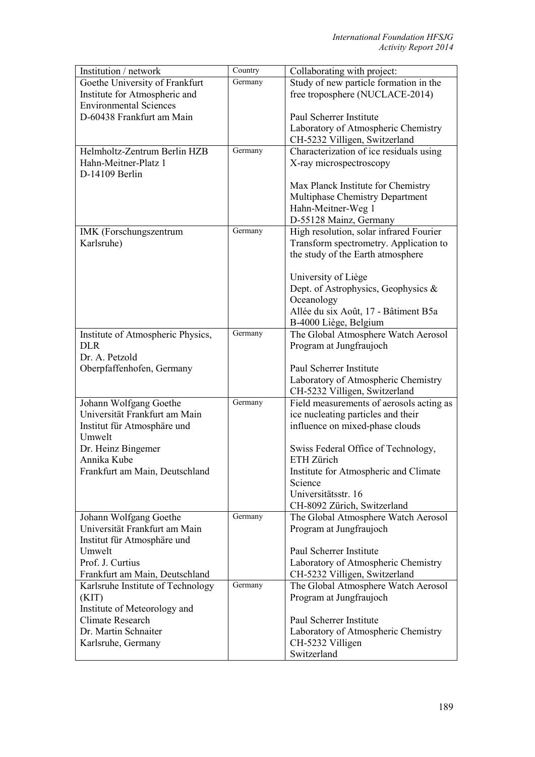| Institution / network | Country | Collaborating with project: |
|---|---|---|
| Goethe University of Frankfurt<br>Institute for Atmospheric and Environmental Sciences<br>D-60438 Frankfurt am Main | Germany | Study of new particle formation in the free troposphere (NUCLACE-2014)<br><br>Paul Scherrer Institute<br>Laboratory of Atmospheric Chemistry<br>CH-5232 Villigen, Switzerland |
| Helmholtz-Zentrum Berlin HZB<br>Hahn-Meitner-Platz 1<br>D-14109 Berlin | Germany | Characterization of ice residuals using X-ray microspectroscopy<br><br>Max Planck Institute for Chemistry<br>Multiphase Chemistry Department<br>Hahn-Meitner-Weg 1<br>D-55128 Mainz, Germany |
| IMK (Forschungszentrum Karlsruhe) | Germany | High resolution, solar infrared Fourier Transform spectrometry. Application to the study of the Earth atmosphere<br><br>University of Liège<br>Dept. of Astrophysics, Geophysics & Oceanology<br>Allée du six Août, 17 - Bâtiment B5a<br>B-4000 Liège, Belgium |
| Institute of Atmospheric Physics, DLR<br>Dr. A. Petzold<br>Oberpfaffenhofen, Germany | Germany | The Global Atmosphere Watch Aerosol Program at Jungfraujoch<br><br>Paul Scherrer Institute<br>Laboratory of Atmospheric Chemistry<br>CH-5232 Villigen, Switzerland |
| Johann Wolfgang Goethe Universität Frankfurt am Main<br>Institut für Atmosphäre und Umwelt<br>Dr. Heinz Bingemer<br>Annika Kube<br>Frankfurt am Main, Deutschland | Germany | Field measurements of aerosols acting as ice nucleating particles and their influence on mixed-phase clouds<br><br>Swiss Federal Office of Technology, ETH Zürich<br>Institute for Atmospheric and Climate Science<br>Universitätsstr. 16<br>CH-8092 Zürich, Switzerland |
| Johann Wolfgang Goethe Universität Frankfurt am Main<br>Institut für Atmosphäre und Umwelt<br>Prof. J. Curtius<br>Frankfurt am Main, Deutschland | Germany | The Global Atmosphere Watch Aerosol Program at Jungfraujoch<br><br>Paul Scherrer Institute<br>Laboratory of Atmospheric Chemistry<br>CH-5232 Villigen, Switzerland |
| Karlsruhe Institute of Technology (KIT)<br>Institute of Meteorology and Climate Research<br>Dr. Martin Schnaiter<br>Karlsruhe, Germany | Germany | The Global Atmosphere Watch Aerosol Program at Jungfraujoch<br><br>Paul Scherrer Institute<br>Laboratory of Atmospheric Chemistry<br>CH-5232 Villigen<br>Switzerland |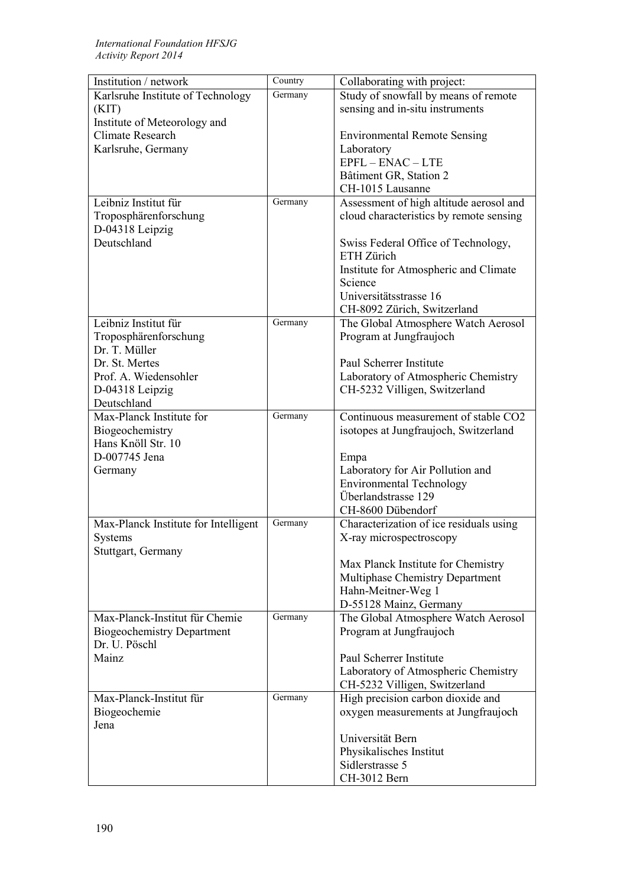| Institution / network | Country | Collaborating with project: |
| --- | --- | --- |
| Karlsruhe Institute of Technology (KIT)<br>Institute of Meteorology and Climate Research<br>Karlsruhe, Germany | Germany | Study of snowfall by means of remote sensing and in-situ instruments<br><br>Environmental Remote Sensing Laboratory<br>EPFL – ENAC – LTE<br>Bâtiment GR, Station 2<br>CH-1015 Lausanne |
| Leibniz Institut für Troposphärenforschung<br>D-04318 Leipzig<br>Deutschland | Germany | Assessment of high altitude aerosol and cloud characteristics by remote sensing<br><br>Swiss Federal Office of Technology, ETH Zürich<br>Institute for Atmospheric and Climate Science<br>Universitätsstrasse 16<br>CH-8092 Zürich, Switzerland |
| Leibniz Institut für Troposphärenforschung<br>Dr. T. Müller<br>Dr. St. Mertes<br>Prof. A. Wiedensohler<br>D-04318 Leipzig<br>Deutschland | Germany | The Global Atmosphere Watch Aerosol Program at Jungfraujoch<br><br>Paul Scherrer Institute<br>Laboratory of Atmospheric Chemistry<br>CH-5232 Villigen, Switzerland |
| Max-Planck Institute for Biogeochemistry<br>Hans Knöll Str. 10<br>D-007745 Jena<br>Germany | Germany | Continuous measurement of stable CO2 isotopes at Jungfraujoch, Switzerland<br><br>Empa<br>Laboratory for Air Pollution and Environmental Technology<br>Überlandstrasse 129<br>CH-8600 Dübendorf |
| Max-Planck Institute for Intelligent Systems<br>Stuttgart, Germany | Germany | Characterization of ice residuals using X-ray microspectroscopy<br><br>Max Planck Institute for Chemistry<br>Multiphase Chemistry Department<br>Hahn-Meitner-Weg 1<br>D-55128 Mainz, Germany |
| Max-Planck-Institut für Chemie<br>Biogeochemistry Department<br>Dr. U. Pöschl<br>Mainz | Germany | The Global Atmosphere Watch Aerosol Program at Jungfraujoch<br><br>Paul Scherrer Institute<br>Laboratory of Atmospheric Chemistry<br>CH-5232 Villigen, Switzerland |
| Max-Planck-Institut für Biogeochemie<br>Jena | Germany | High precision carbon dioxide and oxygen measurements at Jungfraujoch<br><br>Universität Bern<br>Physikalisches Institut<br>Sidlerstrasse 5<br>CH-3012 Bern |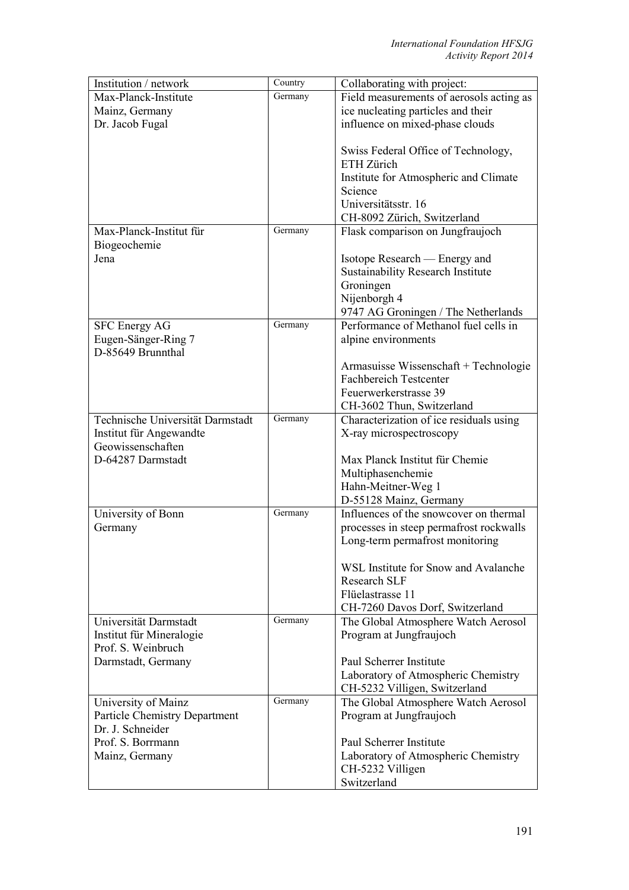| Institution / network | Country | Collaborating with project: |
|---|---|---|
| Max-Planck-Institute<br>Mainz, Germany<br>Dr. Jacob Fugal | Germany | Field measurements of aerosols acting as ice nucleating particles and their influence on mixed-phase clouds<br><br>Swiss Federal Office of Technology, ETH Zürich<br>Institute for Atmospheric and Climate Science<br>Universitätsstr. 16<br>CH-8092 Zürich, Switzerland |
| Max-Planck-Institut für Biogeochemie<br>Jena | Germany | Flask comparison on Jungfraujoch<br><br>Isotope Research — Energy and Sustainability Research Institute Groningen<br>Nijenborgh 4<br>9747 AG Groningen / The Netherlands |
| SFC Energy AG<br>Eugen-Sänger-Ring 7<br>D-85649 Brunnthal | Germany | Performance of Methanol fuel cells in alpine environments<br><br>Armasuisse Wissenschaft + Technologie<br>Fachbereich Testcenter<br>Feuerwerkerstrasse 39<br>CH-3602 Thun, Switzerland |
| Technische Universität Darmstadt<br>Institut für Angewandte Geowissenschaften<br>D-64287 Darmstadt | Germany | Characterization of ice residuals using X-ray microspectroscopy<br><br>Max Planck Institut für Chemie<br>Multiphasenchemie<br>Hahn-Meitner-Weg 1<br>D-55128 Mainz, Germany |
| University of Bonn<br>Germany | Germany | Influences of the snowcover on thermal processes in steep permafrost rockwalls<br>Long-term permafrost monitoring<br><br>WSL Institute for Snow and Avalanche Research SLF<br>Flüelastrasse 11<br>CH-7260 Davos Dorf, Switzerland |
| Universität Darmstadt<br>Institut für Mineralogie<br>Prof. S. Weinbruch<br>Darmstadt, Germany | Germany | The Global Atmosphere Watch Aerosol Program at Jungfraujoch<br><br>Paul Scherrer Institute<br>Laboratory of Atmospheric Chemistry<br>CH-5232 Villigen, Switzerland |
| University of Mainz<br>Particle Chemistry Department<br>Dr. J. Schneider<br>Prof. S. Borrmann<br>Mainz, Germany | Germany | The Global Atmosphere Watch Aerosol Program at Jungfraujoch<br><br>Paul Scherrer Institute<br>Laboratory of Atmospheric Chemistry<br>CH-5232 Villigen<br>Switzerland |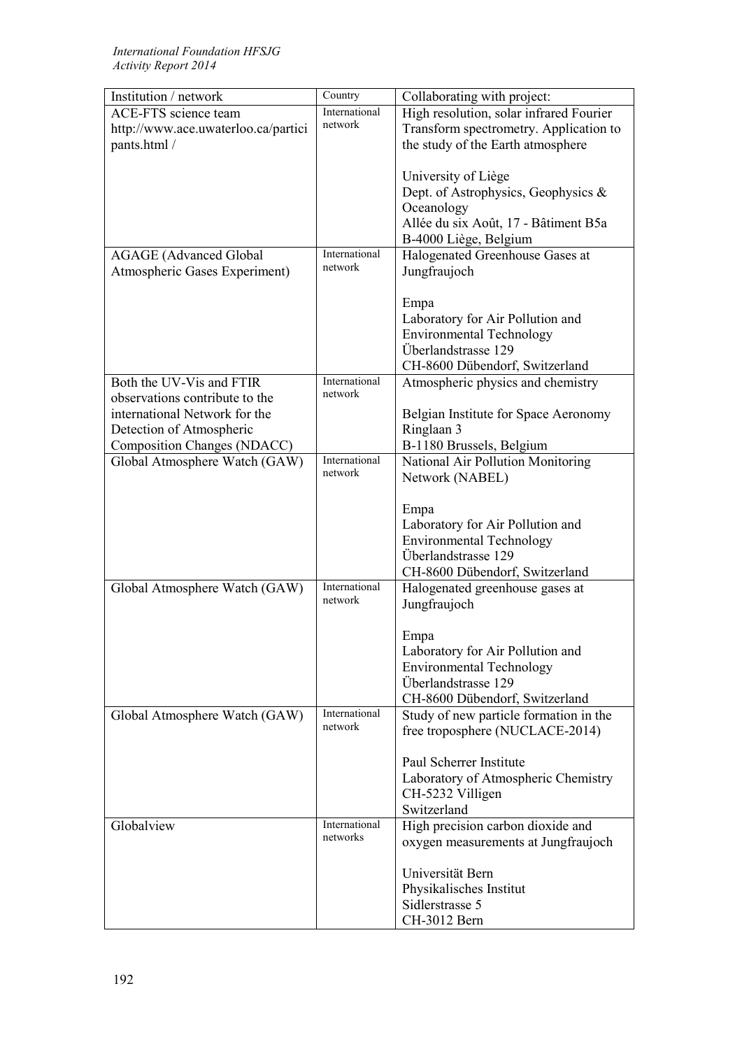| Institution / network | Country | Collaborating with project: |
|---|---|---|
| ACE-FTS science team http://www.ace.uwaterloo.ca/participants.html / | International network | High resolution, solar infrared Fourier Transform spectrometry. Application to the study of the Earth atmosphere<br><br>University of Liège<br>Dept. of Astrophysics, Geophysics & Oceanology<br>Allée du six Août, 17 - Bâtiment B5a<br>B-4000 Liège, Belgium |
| AGAGE (Advanced Global Atmospheric Gases Experiment) | International network | Halogenated Greenhouse Gases at Jungfraujoch<br><br>Empa<br>Laboratory for Air Pollution and Environmental Technology<br>Überlandstrasse 129<br>CH-8600 Dübendorf, Switzerland |
| Both the UV-Vis and FTIR observations contribute to the international Network for the Detection of Atmospheric Composition Changes (NDACC) | International network | Atmospheric physics and chemistry<br><br>Belgian Institute for Space Aeronomy<br>Ringlaan 3<br>B-1180 Brussels, Belgium |
| Global Atmosphere Watch (GAW) | International network | National Air Pollution Monitoring Network (NABEL)<br><br>Empa<br>Laboratory for Air Pollution and Environmental Technology<br>Überlandstrasse 129<br>CH-8600 Dübendorf, Switzerland |
| Global Atmosphere Watch (GAW) | International network | Halogenated greenhouse gases at Jungfraujoch<br><br>Empa<br>Laboratory for Air Pollution and Environmental Technology<br>Überlandstrasse 129<br>CH-8600 Dübendorf, Switzerland |
| Global Atmosphere Watch (GAW) | International network | Study of new particle formation in the free troposphere (NUCLACE-2014)<br><br>Paul Scherrer Institute<br>Laboratory of Atmospheric Chemistry<br>CH-5232 Villigen<br>Switzerland |
| Globalview | International networks | High precision carbon dioxide and oxygen measurements at Jungfraujoch<br><br>Universität Bern<br>Physikalisches Institut<br>Sidlerstrasse 5<br>CH-3012 Bern |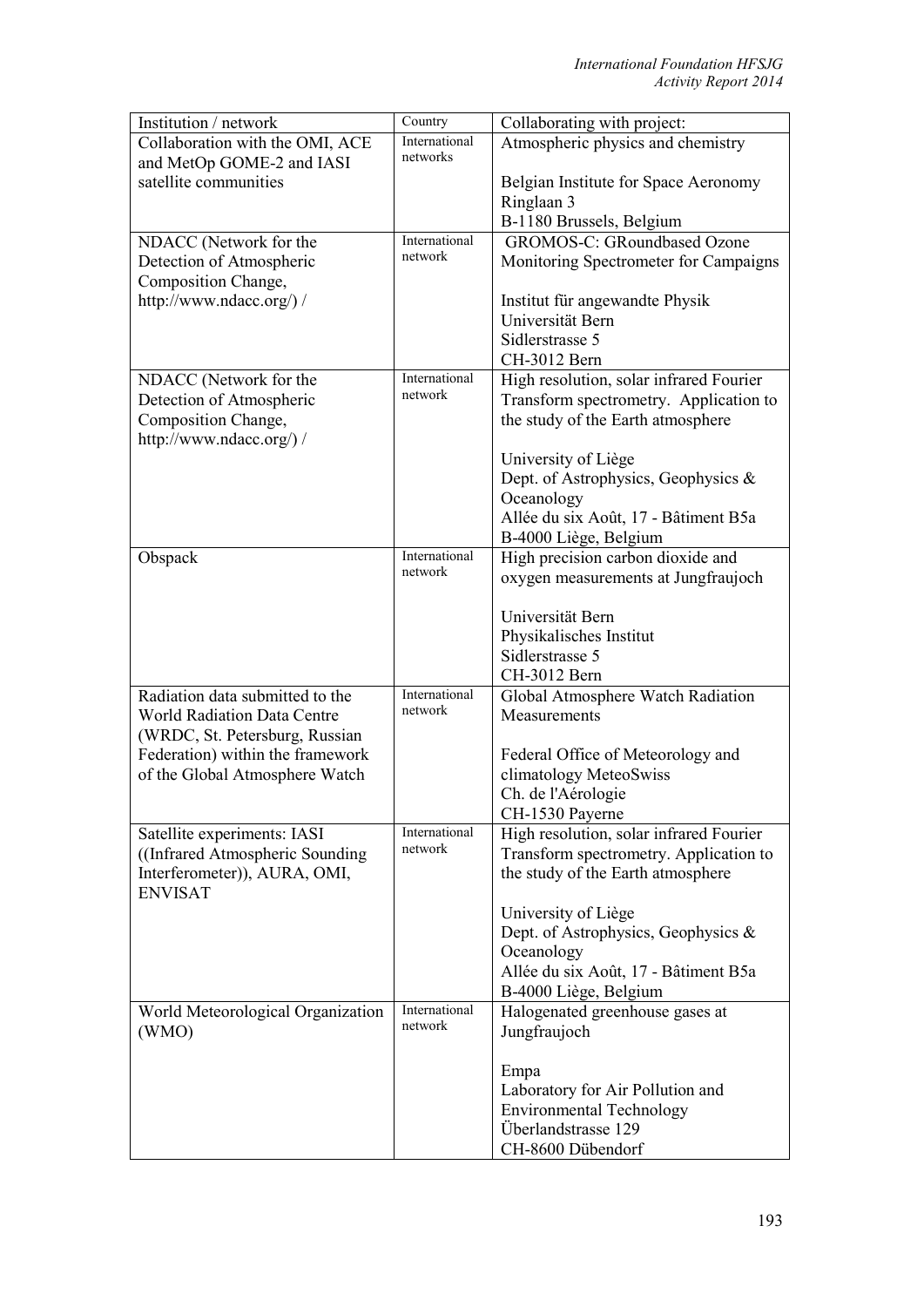| Institution / network | Country | Collaborating with project: |
|---|---|---|
| Collaboration with the OMI, ACE and MetOp GOME-2 and IASI satellite communities | International networks | Atmospheric physics and chemistry<br><br>Belgian Institute for Space Aeronomy<br>Ringlaan 3<br>B-1180 Brussels, Belgium |
| NDACC (Network for the Detection of Atmospheric Composition Change, http://www.ndacc.org/) / | International network | GROMOS-C: GRoundbased Ozone Monitoring Spectrometer for Campaigns<br><br>Institut für angewandte Physik<br>Universität Bern<br>Sidlerstrasse 5<br>CH-3012 Bern |
| NDACC (Network for the Detection of Atmospheric Composition Change, http://www.ndacc.org/) / | International network | High resolution, solar infrared Fourier Transform spectrometry. Application to the study of the Earth atmosphere<br><br>University of Liège<br>Dept. of Astrophysics, Geophysics & Oceanology<br>Allée du six Août, 17 - Bâtiment B5a<br>B-4000 Liège, Belgium |
| Obspack | International network | High precision carbon dioxide and oxygen measurements at Jungfraujoch<br><br>Universität Bern<br>Physikalisches Institut<br>Sidlerstrasse 5<br>CH-3012 Bern |
| Radiation data submitted to the World Radiation Data Centre (WRDC, St. Petersburg, Russian Federation) within the framework of the Global Atmosphere Watch | International network | Global Atmosphere Watch Radiation Measurements<br><br>Federal Office of Meteorology and climatology MeteoSwiss<br>Ch. de l'Aérologie<br>CH-1530 Payerne |
| Satellite experiments: IASI ((Infrared Atmospheric Sounding Interferometer)), AURA, OMI, ENVISAT | International network | High resolution, solar infrared Fourier Transform spectrometry. Application to the study of the Earth atmosphere<br><br>University of Liège<br>Dept. of Astrophysics, Geophysics & Oceanology<br>Allée du six Août, 17 - Bâtiment B5a<br>B-4000 Liège, Belgium |
| World Meteorological Organization (WMO) | International network | Halogenated greenhouse gases at Jungfraujoch<br><br>Empa<br>Laboratory for Air Pollution and Environmental Technology<br>Überlandstrasse 129<br>CH-8600 Dübendorf |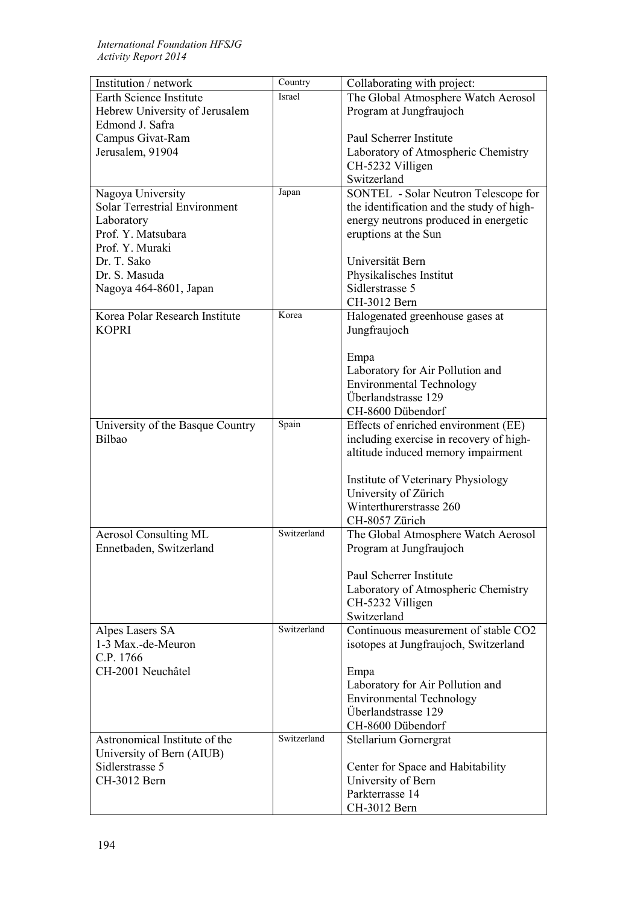| Institution / network | Country | Collaborating with project: |
|---|---|---|
| Earth Science Institute<br>Hebrew University of Jerusalem<br>Edmond J. Safra<br>Campus Givat-Ram<br>Jerusalem, 91904 | Israel | The Global Atmosphere Watch Aerosol Program at Jungfraujoch<br><br>Paul Scherrer Institute<br>Laboratory of Atmospheric Chemistry<br>CH-5232 Villigen<br>Switzerland |
| Nagoya University<br>Solar Terrestrial Environment Laboratory<br>Prof. Y. Matsubara<br>Prof. Y. Muraki<br>Dr. T. Sako<br>Dr. S. Masuda<br>Nagoya 464-8601, Japan | Japan | SONTEL - Solar Neutron Telescope for the identification and the study of high-energy neutrons produced in energetic eruptions at the Sun<br><br>Universität Bern<br>Physikalisches Institut<br>Sidlerstrasse 5<br>CH-3012 Bern |
| Korea Polar Research Institute<br>KOPRI | Korea | Halogenated greenhouse gases at Jungfraujoch<br><br>Empa<br>Laboratory for Air Pollution and Environmental Technology<br>Überlandstrasse 129<br>CH-8600 Dübendorf |
| University of the Basque Country<br>Bilbao | Spain | Effects of enriched environment (EE) including exercise in recovery of high-altitude induced memory impairment<br><br>Institute of Veterinary Physiology<br>University of Zürich<br>Winterthurerstrasse 260<br>CH-8057 Zürich |
| Aerosol Consulting ML<br>Ennetbaden, Switzerland | Switzerland | The Global Atmosphere Watch Aerosol Program at Jungfraujoch<br><br>Paul Scherrer Institute<br>Laboratory of Atmospheric Chemistry<br>CH-5232 Villigen<br>Switzerland |
| Alpes Lasers SA<br>1-3 Max.-de-Meuron<br>C.P. 1766<br>CH-2001 Neuchâtel | Switzerland | Continuous measurement of stable CO2 isotopes at Jungfraujoch, Switzerland<br><br>Empa<br>Laboratory for Air Pollution and Environmental Technology<br>Überlandstrasse 129<br>CH-8600 Dübendorf |
| Astronomical Institute of the University of Bern (AIUB)<br>Sidlerstrasse 5<br>CH-3012 Bern | Switzerland | Stellarium Gornergrat<br><br>Center for Space and Habitability<br>University of Bern<br>Parkterrasse 14<br>CH-3012 Bern |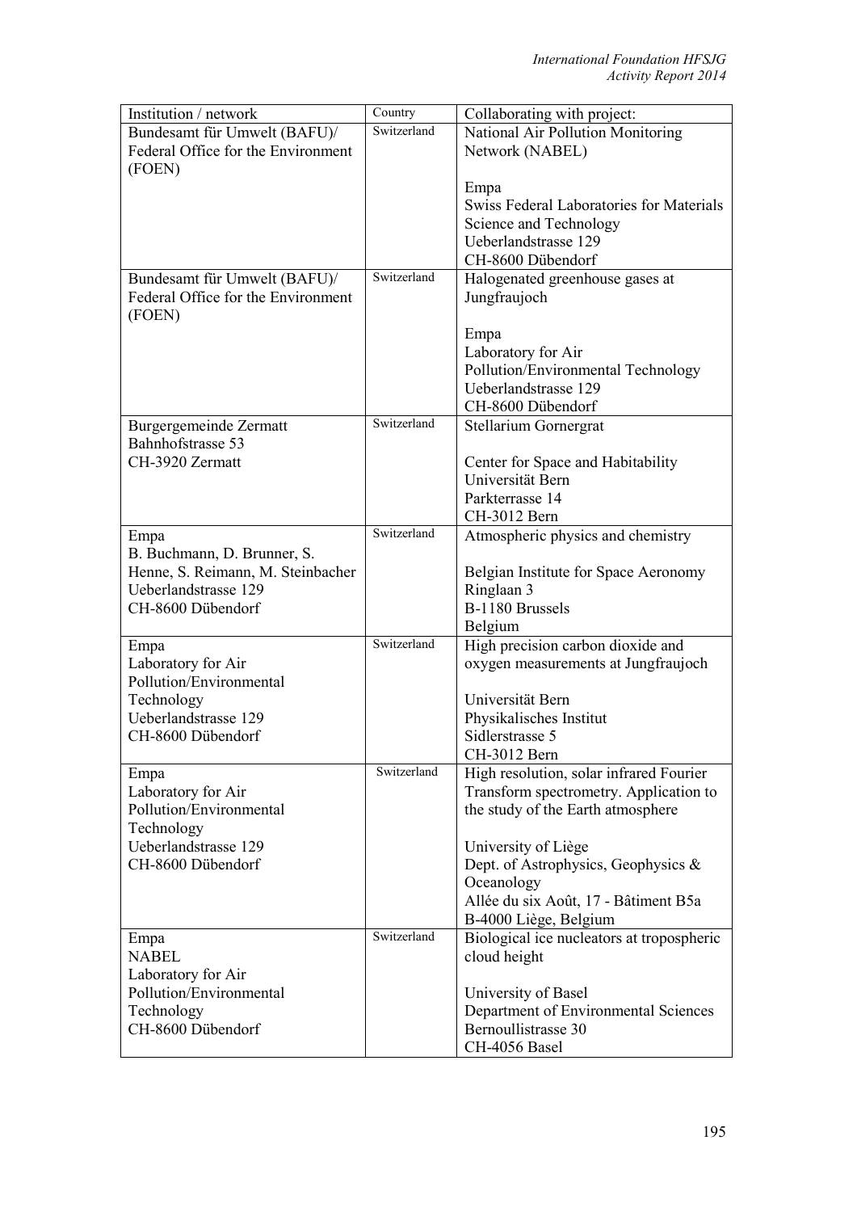| Institution / network | Country | Collaborating with project: |
|---|---|---|
| Bundesamt für Umwelt (BAFU)/ Federal Office for the Environment (FOEN) | Switzerland | National Air Pollution Monitoring Network (NABEL)<br><br>Empa<br>Swiss Federal Laboratories for Materials Science and Technology<br>Ueberlandstrasse 129<br>CH-8600 Dübendorf |
| Bundesamt für Umwelt (BAFU)/ Federal Office for the Environment (FOEN) | Switzerland | Halogenated greenhouse gases at Jungfraujoch<br><br>Empa<br>Laboratory for Air Pollution/Environmental Technology<br>Ueberlandstrasse 129<br>CH-8600 Dübendorf |
| Burgergemeinde Zermatt<br>Bahnhofstrasse 53<br>CH-3920 Zermatt | Switzerland | Stellarium Gornergrat<br><br>Center for Space and Habitability<br>Universität Bern<br>Parkterrasse 14<br>CH-3012 Bern |
| Empa<br>B. Buchmann, D. Brunner, S. Henne, S. Reimann, M. Steinbacher<br>Ueberlandstrasse 129<br>CH-8600 Dübendorf | Switzerland | Atmospheric physics and chemistry<br><br>Belgian Institute for Space Aeronomy<br>Ringlaan 3<br>B-1180 Brussels<br>Belgium |
| Empa<br>Laboratory for Air Pollution/Environmental Technology<br>Ueberlandstrasse 129<br>CH-8600 Dübendorf | Switzerland | High precision carbon dioxide and oxygen measurements at Jungfraujoch<br><br>Universität Bern<br>Physikalisches Institut<br>Sidlerstrasse 5<br>CH-3012 Bern |
| Empa<br>Laboratory for Air Pollution/Environmental Technology<br>Ueberlandstrasse 129<br>CH-8600 Dübendorf | Switzerland | High resolution, solar infrared Fourier Transform spectrometry. Application to the study of the Earth atmosphere<br><br>University of Liège<br>Dept. of Astrophysics, Geophysics & Oceanology<br>Allée du six Août, 17 - Bâtiment B5a<br>B-4000 Liège, Belgium |
| Empa<br>NABEL<br>Laboratory for Air Pollution/Environmental Technology<br>CH-8600 Dübendorf | Switzerland | Biological ice nucleators at tropospheric cloud height<br><br>University of Basel<br>Department of Environmental Sciences<br>Bernoullistrasse 30<br>CH-4056 Basel |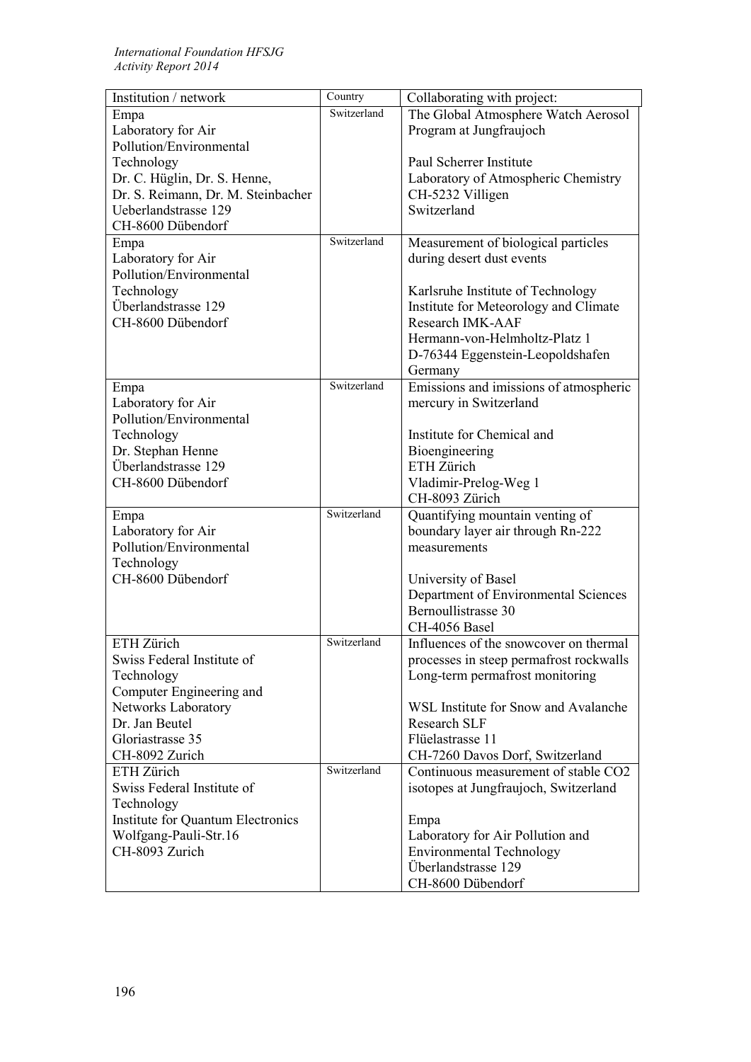| Institution / network | Country | Collaborating with project: |
| --- | --- | --- |
| Empa<br>Laboratory for Air Pollution/Environmental Technology<br>Dr. C. Hüglin, Dr. S. Henne, Dr. S. Reimann, Dr. M. Steinbacher<br>Ueberlandstrasse 129<br>CH-8600 Dübendorf | Switzerland | The Global Atmosphere Watch Aerosol Program at Jungfraujoch<br><br>Paul Scherrer Institute<br>Laboratory of Atmospheric Chemistry<br>CH-5232 Villigen<br>Switzerland |
| Empa<br>Laboratory for Air Pollution/Environmental Technology<br>Überlandstrasse 129<br>CH-8600 Dübendorf | Switzerland | Measurement of biological particles during desert dust events<br><br>Karlsruhe Institute of Technology<br>Institute for Meteorology and Climate Research IMK-AAF<br>Hermann-von-Helmholtz-Platz 1<br>D-76344 Eggenstein-Leopoldshafen<br>Germany |
| Empa<br>Laboratory for Air Pollution/Environmental Technology<br>Dr. Stephan Henne<br>Überlandstrasse 129<br>CH-8600 Dübendorf | Switzerland | Emissions and imissions of atmospheric mercury in Switzerland<br><br>Institute for Chemical and Bioengineering<br>ETH Zürich<br>Vladimir-Prelog-Weg 1<br>CH-8093 Zürich |
| Empa<br>Laboratory for Air Pollution/Environmental Technology<br>CH-8600 Dübendorf | Switzerland | Quantifying mountain venting of boundary layer air through Rn-222 measurements<br><br>University of Basel<br>Department of Environmental Sciences<br>Bernoullistrasse 30<br>CH-4056 Basel |
| ETH Zürich<br>Swiss Federal Institute of Technology<br>Computer Engineering and Networks Laboratory<br>Dr. Jan Beutel<br>Gloriastrasse 35<br>CH-8092 Zurich | Switzerland | Influences of the snowcover on thermal processes in steep permafrost rockwalls<br>Long-term permafrost monitoring<br><br>WSL Institute for Snow and Avalanche Research SLF<br>Flüelastrasse 11<br>CH-7260 Davos Dorf, Switzerland |
| ETH Zürich<br>Swiss Federal Institute of Technology<br>Institute for Quantum Electronics<br>Wolfgang-Pauli-Str.16<br>CH-8093 Zurich | Switzerland | Continuous measurement of stable $CO_2$ isotopes at Jungfraujoch, Switzerland<br><br>Empa<br>Laboratory for Air Pollution and Environmental Technology<br>Überlandstrasse 129<br>CH-8600 Dübendorf |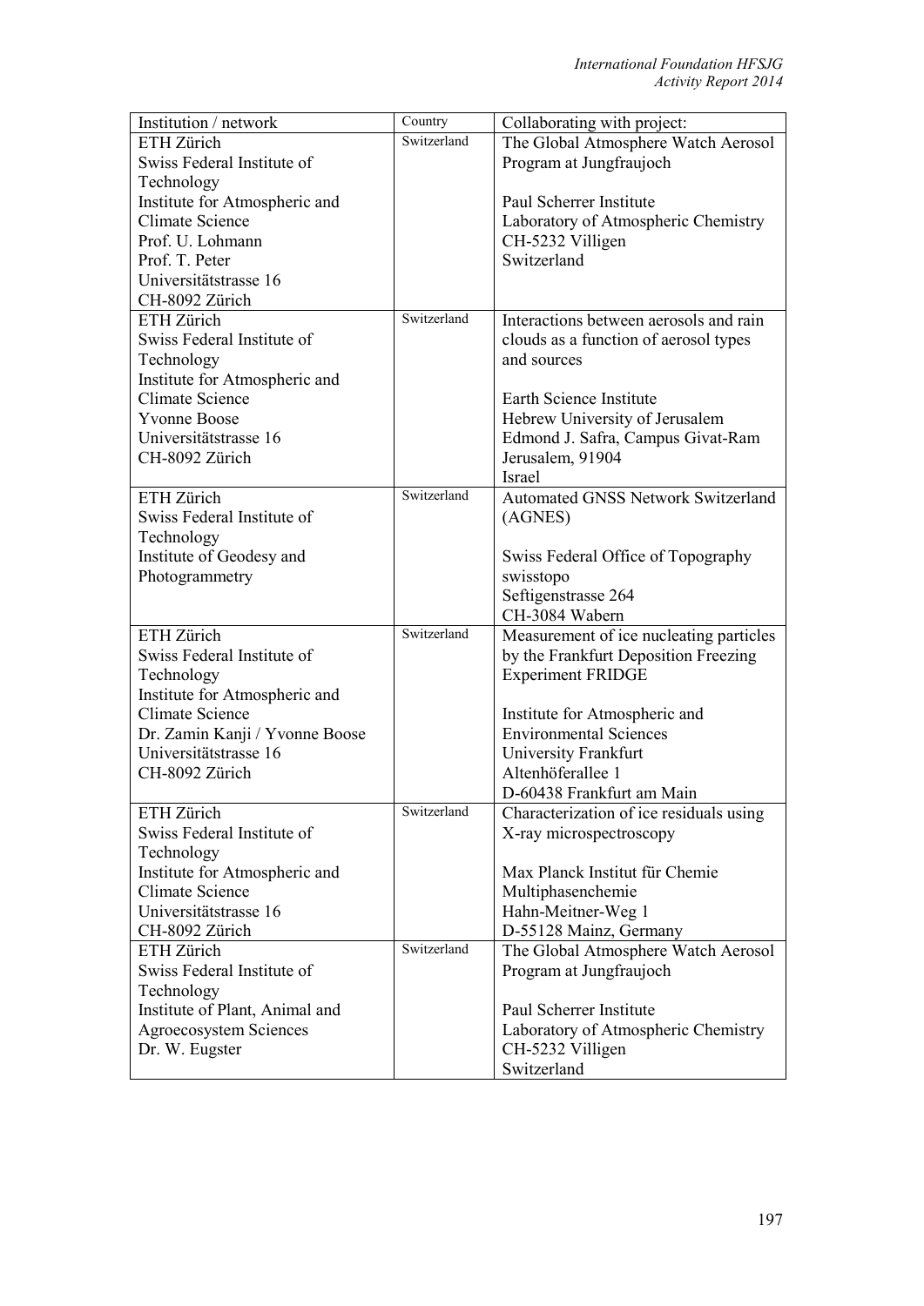| Institution / network | Country | Collaborating with project: |
|---|---|---|
| ETH Zürich<br>Swiss Federal Institute of Technology<br>Institute for Atmospheric and Climate Science<br>Prof. U. Lohmann<br>Prof. T. Peter<br>Universitätstrasse 16<br>CH-8092 Zürich | Switzerland | The Global Atmosphere Watch Aerosol Program at Jungfraujoch<br><br>Paul Scherrer Institute<br>Laboratory of Atmospheric Chemistry<br>CH-5232 Villigen<br>Switzerland |
| ETH Zürich<br>Swiss Federal Institute of Technology<br>Institute for Atmospheric and Climate Science<br>Yvonne Boose<br>Universitätstrasse 16<br>CH-8092 Zürich | Switzerland | Interactions between aerosols and rain clouds as a function of aerosol types and sources<br><br>Earth Science Institute<br>Hebrew University of Jerusalem<br>Edmond J. Safra, Campus Givat-Ram<br>Jerusalem, 91904<br>Israel |
| ETH Zürich<br>Swiss Federal Institute of Technology<br>Institute of Geodesy and Photogrammetry | Switzerland | Automated GNSS Network Switzerland (AGNES)<br><br>Swiss Federal Office of Topography<br>swisstopo<br>Seftigenstrasse 264<br>CH-3084 Wabern |
| ETH Zürich<br>Swiss Federal Institute of Technology<br>Institute for Atmospheric and Climate Science<br>Dr. Zamin Kanji / Yvonne Boose<br>Universitätstrasse 16<br>CH-8092 Zürich | Switzerland | Measurement of ice nucleating particles by the Frankfurt Deposition Freezing Experiment FRIDGE<br><br>Institute for Atmospheric and Environmental Sciences<br>University Frankfurt<br>Altenhöferallee 1<br>D-60438 Frankfurt am Main |
| ETH Zürich<br>Swiss Federal Institute of Technology<br>Institute for Atmospheric and Climate Science<br>Universitätstrasse 16<br>CH-8092 Zürich | Switzerland | Characterization of ice residuals using X-ray microspectroscopy<br><br>Max Planck Institut für Chemie<br>Multiphasenchemie<br>Hahn-Meitner-Weg 1<br>D-55128 Mainz, Germany |
| ETH Zürich<br>Swiss Federal Institute of Technology<br>Institute of Plant, Animal and Agroecosystem Sciences<br>Dr. W. Eugster | Switzerland | The Global Atmosphere Watch Aerosol Program at Jungfraujoch<br><br>Paul Scherrer Institute<br>Laboratory of Atmospheric Chemistry<br>CH-5232 Villigen<br>Switzerland |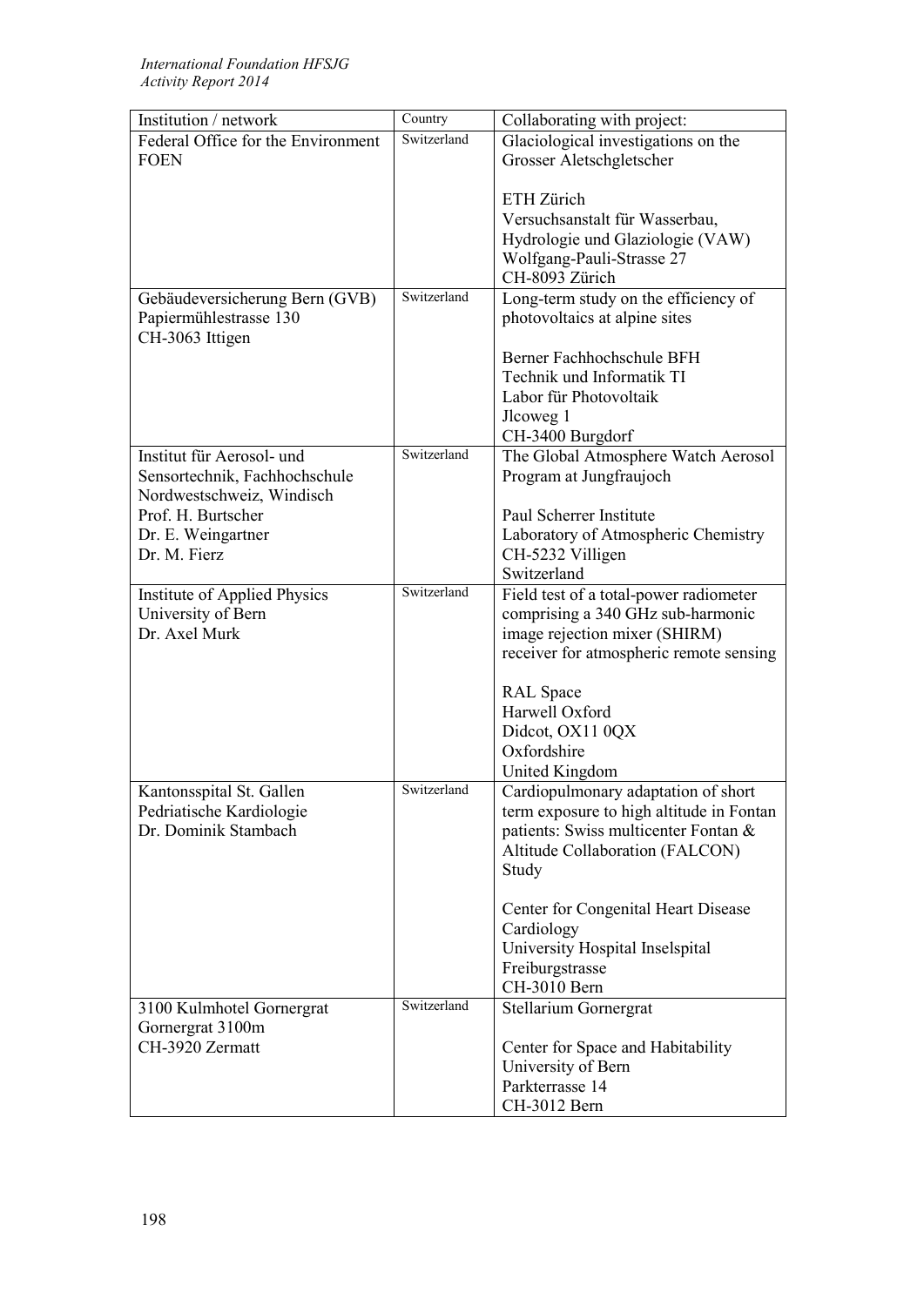| Institution / network | Country | Collaborating with project: |
|---|---|---|
| Federal Office for the Environment FOEN | Switzerland | Glaciological investigations on the Grosser Aletschgletscher<br><br>ETH Zürich<br>Versuchsanstalt für Wasserbau, Hydrologie und Glaziologie (VAW)<br>Wolfgang-Pauli-Strasse 27<br>CH-8093 Zürich |
| Gebäudeversicherung Bern (GVB)<br>Papiermühlestrasse 130<br>CH-3063 Ittigen | Switzerland | Long-term study on the efficiency of photovoltaics at alpine sites<br><br>Berner Fachhochschule BFH<br>Technik und Informatik TI<br>Labor für Photovoltaik<br>Jlcoweg 1<br>CH-3400 Burgdorf |
| Institut für Aerosol- und Sensortechnik, Fachhochschule Nordwestschweiz, Windisch<br>Prof. H. Burtscher<br>Dr. E. Weingartner<br>Dr. M. Fierz | Switzerland | The Global Atmosphere Watch Aerosol Program at Jungfraujoch<br><br>Paul Scherrer Institute<br>Laboratory of Atmospheric Chemistry<br>CH-5232 Villigen<br>Switzerland |
| Institute of Applied Physics<br>University of Bern<br>Dr. Axel Murk | Switzerland | Field test of a total-power radiometer comprising a 340 GHz sub-harmonic image rejection mixer (SHIRM) receiver for atmospheric remote sensing<br><br>RAL Space<br>Harwell Oxford<br>Didcot, OX11 0QX<br>Oxfordshire<br>United Kingdom |
| Kantonsspital St. Gallen<br>Pedriatische Kardiologie<br>Dr. Dominik Stambach | Switzerland | Cardiopulmonary adaptation of short term exposure to high altitude in Fontan patients: Swiss multicenter Fontan & Altitude Collaboration (FALCON) Study<br><br>Center for Congenital Heart Disease<br>Cardiology<br>University Hospital Inselspital<br>Freiburgstrasse<br>CH-3010 Bern |
| 3100 Kulmhotel Gornergrat<br>Gornergrat 3100m<br>CH-3920 Zermatt | Switzerland | Stellarium Gornergrat<br><br>Center for Space and Habitability<br>University of Bern<br>Parkterrasse 14<br>CH-3012 Bern |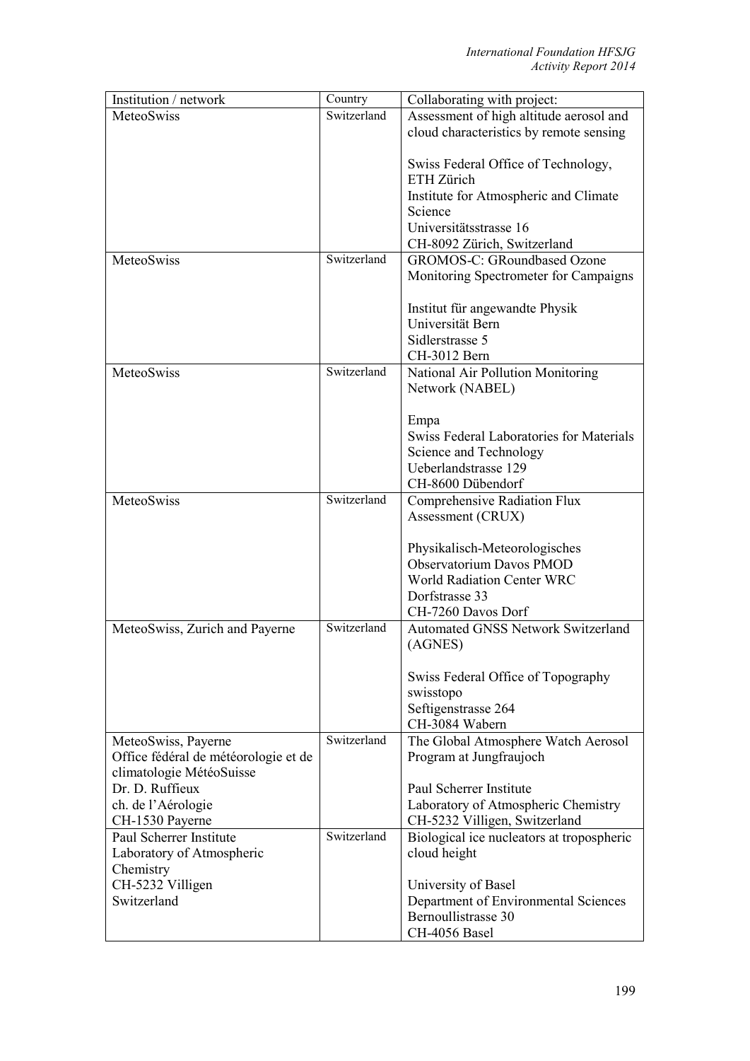| Institution / network | Country | Collaborating with project: |
|---|---|---|
| MeteoSwiss | Switzerland | Assessment of high altitude aerosol and cloud characteristics by remote sensing<br><br>Swiss Federal Office of Technology, ETH Zürich<br>Institute for Atmospheric and Climate Science<br>Universitätsstrasse 16<br>CH-8092 Zürich, Switzerland |
| MeteoSwiss | Switzerland | GROMOS-C: GRoundbased Ozone Monitoring Spectrometer for Campaigns<br><br>Institut für angewandte Physik<br>Universität Bern<br>Sidlerstrasse 5<br>CH-3012 Bern |
| MeteoSwiss | Switzerland | National Air Pollution Monitoring Network (NABEL)<br><br>Empa<br>Swiss Federal Laboratories for Materials Science and Technology<br>Ueberlandstrasse 129<br>CH-8600 Dübendorf |
| MeteoSwiss | Switzerland | Comprehensive Radiation Flux Assessment (CRUX)<br><br>Physikalisch-Meteorologisches Observatorium Davos PMOD<br>World Radiation Center WRC<br>Dorfstrasse 33<br>CH-7260 Davos Dorf |
| MeteoSwiss, Zurich and Payerne | Switzerland | Automated GNSS Network Switzerland (AGNES)<br><br>Swiss Federal Office of Topography swisstopo<br>Seftigenstrasse 264<br>CH-3084 Wabern |
| MeteoSwiss, Payerne<br>Office fédéral de météorologie et de climatologie MétéoSuisse<br>Dr. D. Ruffieux<br>ch. de l'Aérologie<br>CH-1530 Payerne | Switzerland | The Global Atmosphere Watch Aerosol Program at Jungfraujoch<br><br>Paul Scherrer Institute<br>Laboratory of Atmospheric Chemistry<br>CH-5232 Villigen, Switzerland |
| Paul Scherrer Institute<br>Laboratory of Atmospheric Chemistry<br>CH-5232 Villigen<br>Switzerland | Switzerland | Biological ice nucleators at tropospheric cloud height<br><br>University of Basel<br>Department of Environmental Sciences<br>Bernoullistrasse 30<br>CH-4056 Basel |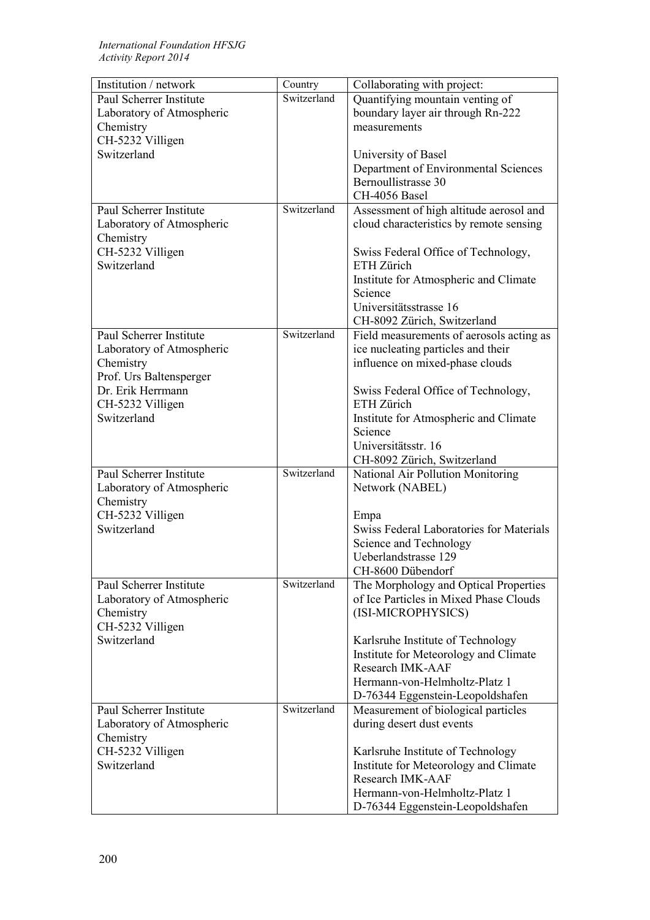| Institution / network | Country | Collaborating with project: |
|---|---|---|
| Paul Scherrer Institute<br>Laboratory of Atmospheric Chemistry<br>CH-5232 Villigen<br>Switzerland | Switzerland | Quantifying mountain venting of boundary layer air through Rn-222 measurements<br><br>University of Basel<br>Department of Environmental Sciences<br>Bernoullistrasse 30<br>CH-4056 Basel |
| Paul Scherrer Institute<br>Laboratory of Atmospheric Chemistry<br>CH-5232 Villigen<br>Switzerland | Switzerland | Assessment of high altitude aerosol and cloud characteristics by remote sensing<br><br>Swiss Federal Office of Technology, ETH Zürich<br>Institute for Atmospheric and Climate Science<br>Universitätsstrasse 16<br>CH-8092 Zürich, Switzerland |
| Paul Scherrer Institute<br>Laboratory of Atmospheric Chemistry<br>Prof. Urs Baltensperger<br>Dr. Erik Herrmann<br>CH-5232 Villigen<br>Switzerland | Switzerland | Field measurements of aerosols acting as ice nucleating particles and their influence on mixed-phase clouds<br><br>Swiss Federal Office of Technology, ETH Zürich<br>Institute for Atmospheric and Climate Science<br>Universitätsstr. 16<br>CH-8092 Zürich, Switzerland |
| Paul Scherrer Institute<br>Laboratory of Atmospheric Chemistry<br>CH-5232 Villigen<br>Switzerland | Switzerland | National Air Pollution Monitoring Network (NABEL)<br><br>Empa<br>Swiss Federal Laboratories for Materials Science and Technology<br>Ueberlandstrasse 129<br>CH-8600 Dübendorf |
| Paul Scherrer Institute<br>Laboratory of Atmospheric Chemistry<br>CH-5232 Villigen<br>Switzerland | Switzerland | The Morphology and Optical Properties of Ice Particles in Mixed Phase Clouds (ISI-MICROPHYSICS)<br><br>Karlsruhe Institute of Technology<br>Institute for Meteorology and Climate Research IMK-AAF<br>Hermann-von-Helmholtz-Platz 1<br>D-76344 Eggenstein-Leopoldshafen |
| Paul Scherrer Institute<br>Laboratory of Atmospheric Chemistry<br>CH-5232 Villigen<br>Switzerland | Switzerland | Measurement of biological particles during desert dust events<br><br>Karlsruhe Institute of Technology<br>Institute for Meteorology and Climate Research IMK-AAF<br>Hermann-von-Helmholtz-Platz 1<br>D-76344 Eggenstein-Leopoldshafen |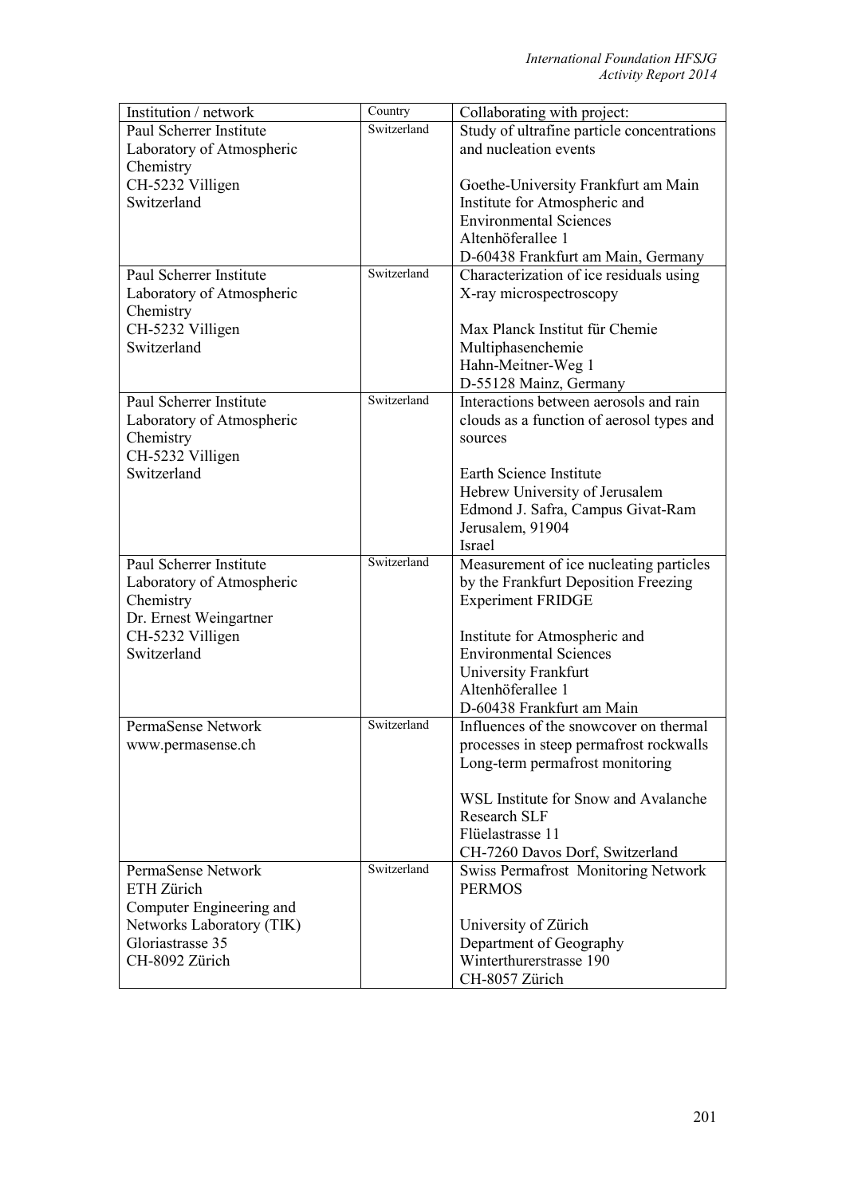| Institution / network | Country | Collaborating with project: |
|---|---|---|
| Paul Scherrer Institute<br>Laboratory of Atmospheric Chemistry<br>CH-5232 Villigen<br>Switzerland | Switzerland | Study of ultrafine particle concentrations and nucleation events<br><br>Goethe-University Frankfurt am Main<br>Institute for Atmospheric and Environmental Sciences<br>Altenhöferallee 1<br>D-60438 Frankfurt am Main, Germany |
| Paul Scherrer Institute<br>Laboratory of Atmospheric Chemistry<br>CH-5232 Villigen<br>Switzerland | Switzerland | Characterization of ice residuals using X-ray microspectroscopy<br><br>Max Planck Institut für Chemie<br>Multiphasenchemie<br>Hahn-Meitner-Weg 1<br>D-55128 Mainz, Germany |
| Paul Scherrer Institute<br>Laboratory of Atmospheric Chemistry<br>CH-5232 Villigen<br>Switzerland | Switzerland | Interactions between aerosols and rain clouds as a function of aerosol types and sources<br><br>Earth Science Institute<br>Hebrew University of Jerusalem<br>Edmond J. Safra, Campus Givat-Ram<br>Jerusalem, 91904<br>Israel |
| Paul Scherrer Institute<br>Laboratory of Atmospheric Chemistry<br>Dr. Ernest Weingartner<br>CH-5232 Villigen<br>Switzerland | Switzerland | Measurement of ice nucleating particles by the Frankfurt Deposition Freezing Experiment FRIDGE<br><br>Institute for Atmospheric and Environmental Sciences<br>University Frankfurt<br>Altenhöferallee 1<br>D-60438 Frankfurt am Main |
| PermaSense Network<br>www.permasense.ch | Switzerland | Influences of the snowcover on thermal processes in steep permafrost rockwalls<br>Long-term permafrost monitoring<br><br>WSL Institute for Snow and Avalanche Research SLF<br>Flüelastrasse 11<br>CH-7260 Davos Dorf, Switzerland |
| PermaSense Network<br>ETH Zürich<br>Computer Engineering and Networks Laboratory (TIK)<br>Gloriastrasse 35<br>CH-8092 Zürich | Switzerland | Swiss Permafrost Monitoring Network PERMOS<br><br>University of Zürich<br>Department of Geography<br>Winterthurerstrasse 190<br>CH-8057 Zürich |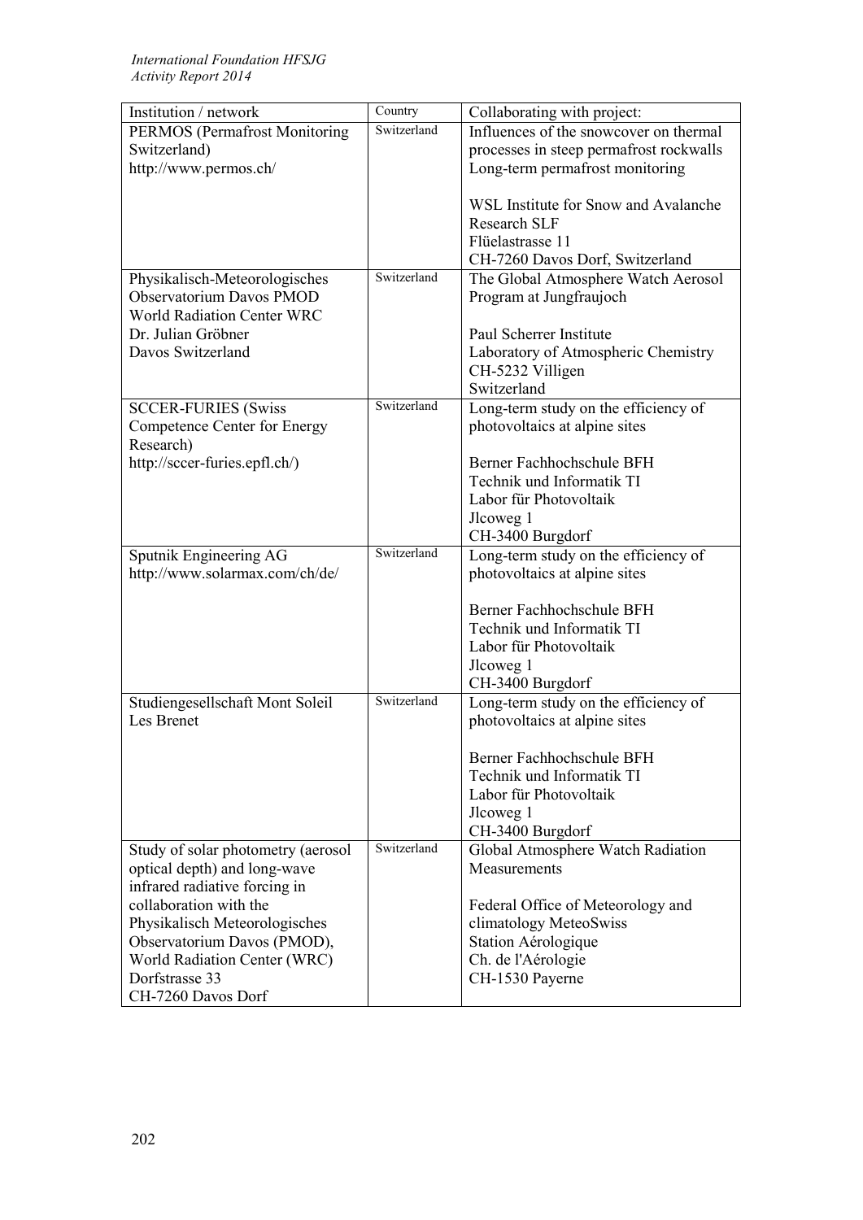| Institution / network | Country | Collaborating with project: |
|---|---|---|
| PERMOS (Permafrost Monitoring Switzerland)<br>http://www.permos.ch/ | Switzerland | Influences of the snowcover on thermal processes in steep permafrost rockwalls<br>Long-term permafrost monitoring<br><br>WSL Institute for Snow and Avalanche Research SLF<br>Flüelastrasse 11<br>CH-7260 Davos Dorf, Switzerland |
| Physikalisch-Meteorologisches Observatorium Davos PMOD<br>World Radiation Center WRC<br>Dr. Julian Gröbner<br>Davos Switzerland | Switzerland | The Global Atmosphere Watch Aerosol Program at Jungfraujoch<br><br>Paul Scherrer Institute<br>Laboratory of Atmospheric Chemistry<br>CH-5232 Villigen<br>Switzerland |
| SCCER-FURIES (Swiss Competence Center for Energy Research)<br>http://sccer-furies.epfl.ch/) | Switzerland | Long-term study on the efficiency of photovoltaics at alpine sites<br><br>Berner Fachhochschule BFH<br>Technik und Informatik TI<br>Labor für Photovoltaik<br>Jlcoweg 1<br>CH-3400 Burgdorf |
| Sputnik Engineering AG<br>http://www.solarmax.com/ch/de/ | Switzerland | Long-term study on the efficiency of photovoltaics at alpine sites<br><br>Berner Fachhochschule BFH<br>Technik und Informatik TI<br>Labor für Photovoltaik<br>Jlcoweg 1<br>CH-3400 Burgdorf |
| Studiengesellschaft Mont Soleil Les Brenet | Switzerland | Long-term study on the efficiency of photovoltaics at alpine sites<br><br>Berner Fachhochschule BFH<br>Technik und Informatik TI<br>Labor für Photovoltaik<br>Jlcoweg 1<br>CH-3400 Burgdorf |
| Study of solar photometry (aerosol optical depth) and long-wave infrared radiative forcing in collaboration with the Physikalisch Meteorologisches Observatorium Davos (PMOD), World Radiation Center (WRC)<br>Dorfstrasse 33<br>CH-7260 Davos Dorf | Switzerland | Global Atmosphere Watch Radiation Measurements<br><br>Federal Office of Meteorology and climatology MeteoSwiss<br>Station Aérologique<br>Ch. de l'Aérologie<br>CH-1530 Payerne |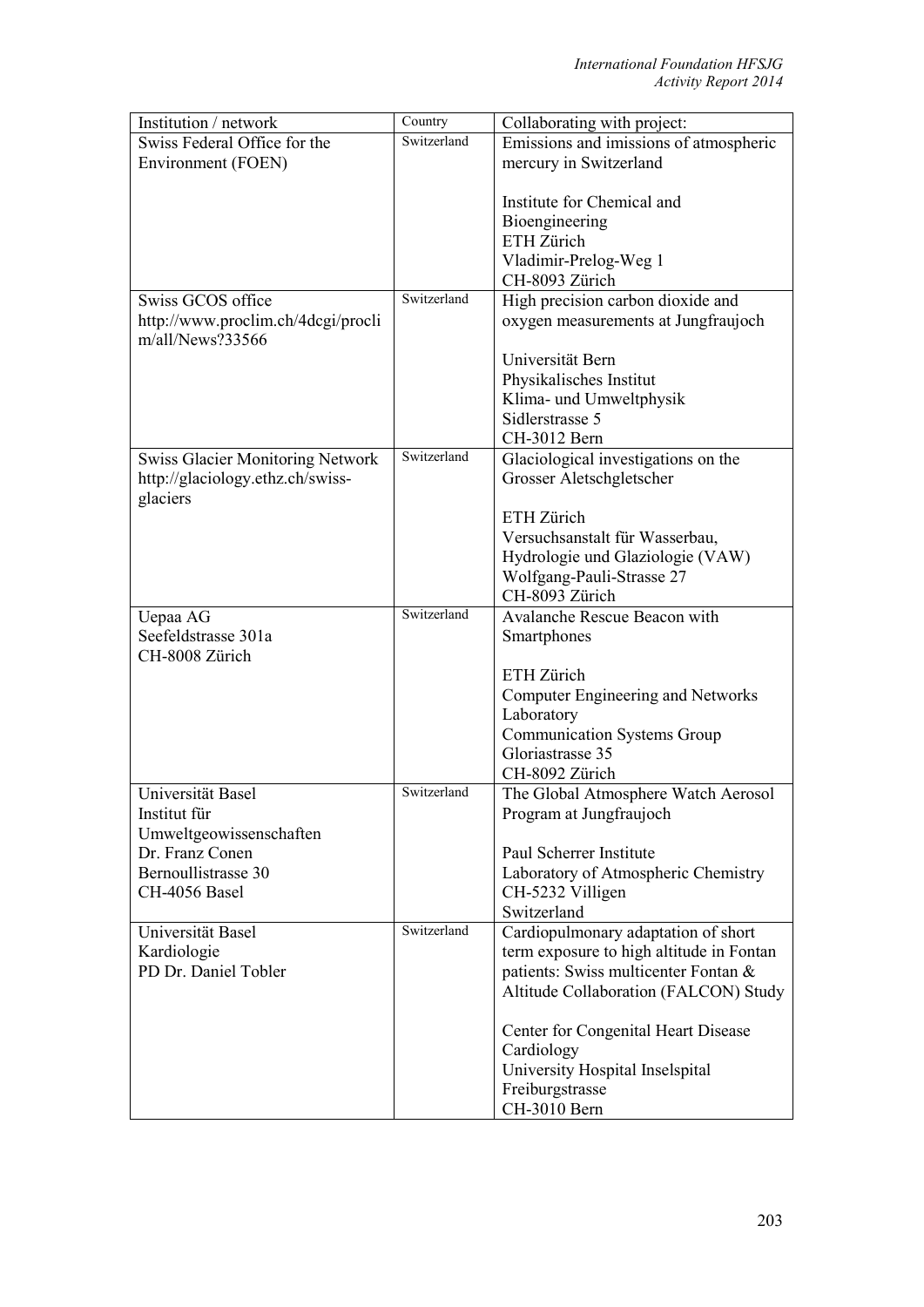| Institution / network | Country | Collaborating with project: |
|---|---|---|
| Swiss Federal Office for the Environment (FOEN) | Switzerland | Emissions and imissions of atmospheric mercury in Switzerland<br><br>Institute for Chemical and Bioengineering<br>ETH Zürich<br>Vladimir-Prelog-Weg 1<br>CH-8093 Zürich |
| Swiss GCOS office<br>http://www.proclim.ch/4dcgi/proclim/all/News?33566 | Switzerland | High precision carbon dioxide and oxygen measurements at Jungfraujoch<br><br>Universität Bern<br>Physikalisches Institut<br>Klima- und Umweltphysik<br>Sidlerstrasse 5<br>CH-3012 Bern |
| Swiss Glacier Monitoring Network<br>http://glaciology.ethz.ch/swiss-glaciers | Switzerland | Glaciological investigations on the Grosser Aletschgletscher<br><br>ETH Zürich<br>Versuchsanstalt für Wasserbau, Hydrologie und Glaziologie (VAW)<br>Wolfgang-Pauli-Strasse 27<br>CH-8093 Zürich |
| Uepaa AG<br>Seefeldstrasse 301a<br>CH-8008 Zürich | Switzerland | Avalanche Rescue Beacon with Smartphones<br><br>ETH Zürich<br>Computer Engineering and Networks Laboratory<br>Communication Systems Group<br>Gloriastrasse 35<br>CH-8092 Zürich |
| Universität Basel<br>Institut für Umweltgeowissenschaften<br>Dr. Franz Conen<br>Bernoullistrasse 30<br>CH-4056 Basel | Switzerland | The Global Atmosphere Watch Aerosol Program at Jungfraujoch<br><br>Paul Scherrer Institute<br>Laboratory of Atmospheric Chemistry<br>CH-5232 Villigen<br>Switzerland |
| Universität Basel<br>Kardiologie<br>PD Dr. Daniel Tobler | Switzerland | Cardiopulmonary adaptation of short term exposure to high altitude in Fontan patients: Swiss multicenter Fontan & Altitude Collaboration (FALCON) Study<br><br>Center for Congenital Heart Disease<br>Cardiology<br>University Hospital Inselspital<br>Freiburgstrasse<br>CH-3010 Bern |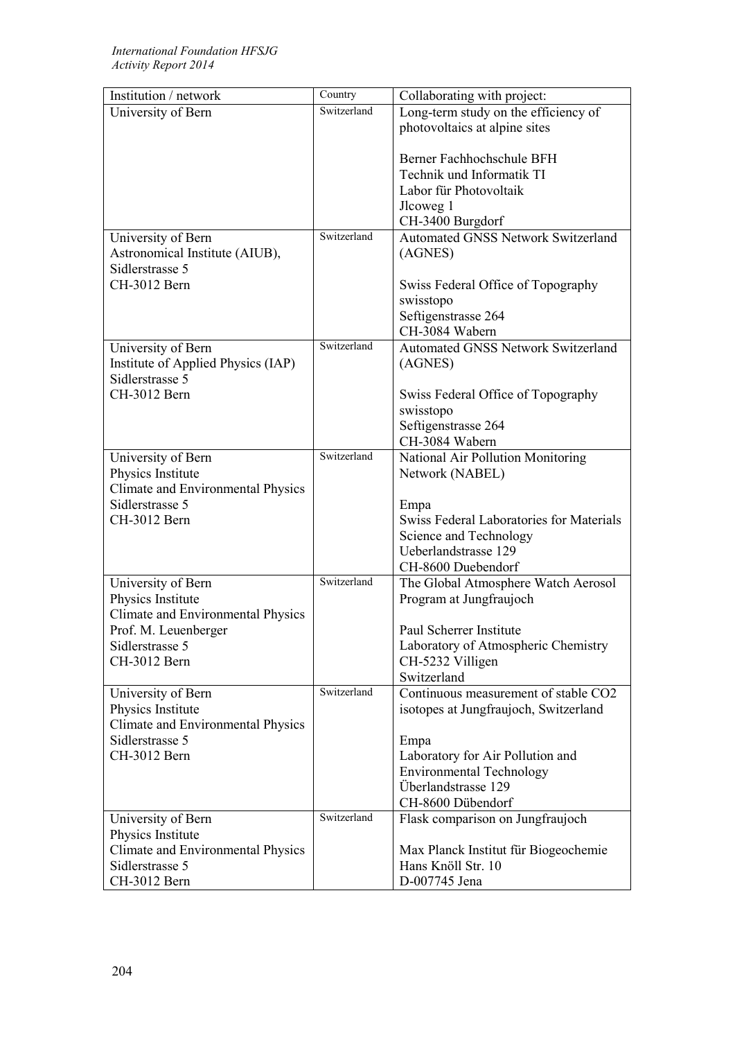| Institution / network | Country | Collaborating with project: |
|---|---|---|
| University of Bern | Switzerland | Long-term study on the efficiency of photovoltaics at alpine sites<br><br>Berner Fachhochschule BFH<br>Technik und Informatik TI<br>Labor für Photovoltaik<br>Jlcoweg 1<br>CH-3400 Burgdorf |
| University of Bern<br>Astronomical Institute (AIUB),<br>Sidlerstrasse 5<br>CH-3012 Bern | Switzerland | Automated GNSS Network Switzerland (AGNES)<br><br>Swiss Federal Office of Topography swisstopo<br>Seftigenstrasse 264<br>CH-3084 Wabern |
| University of Bern<br>Institute of Applied Physics (IAP)<br>Sidlerstrasse 5<br>CH-3012 Bern | Switzerland | Automated GNSS Network Switzerland (AGNES)<br><br>Swiss Federal Office of Topography swisstopo<br>Seftigenstrasse 264<br>CH-3084 Wabern |
| University of Bern<br>Physics Institute<br>Climate and Environmental Physics<br>Sidlerstrasse 5<br>CH-3012 Bern | Switzerland | National Air Pollution Monitoring Network (NABEL)<br><br>Empa<br>Swiss Federal Laboratories for Materials Science and Technology<br>Ueberlandstrasse 129<br>CH-8600 Duebendorf |
| University of Bern<br>Physics Institute<br>Climate and Environmental Physics<br>Prof. M. Leuenberger<br>Sidlerstrasse 5<br>CH-3012 Bern | Switzerland | The Global Atmosphere Watch Aerosol Program at Jungfraujoch<br><br>Paul Scherrer Institute<br>Laboratory of Atmospheric Chemistry<br>CH-5232 Villigen<br>Switzerland |
| University of Bern<br>Physics Institute<br>Climate and Environmental Physics<br>Sidlerstrasse 5<br>CH-3012 Bern | Switzerland | Continuous measurement of stable CO2 isotopes at Jungfraujoch, Switzerland<br><br>Empa<br>Laboratory for Air Pollution and Environmental Technology<br>Überlandstrasse 129<br>CH-8600 Dübendorf |
| University of Bern<br>Physics Institute<br>Climate and Environmental Physics<br>Sidlerstrasse 5<br>CH-3012 Bern | Switzerland | Flask comparison on Jungfraujoch<br><br>Max Planck Institut für Biogeochemie<br>Hans Knöll Str. 10<br>D-007745 Jena |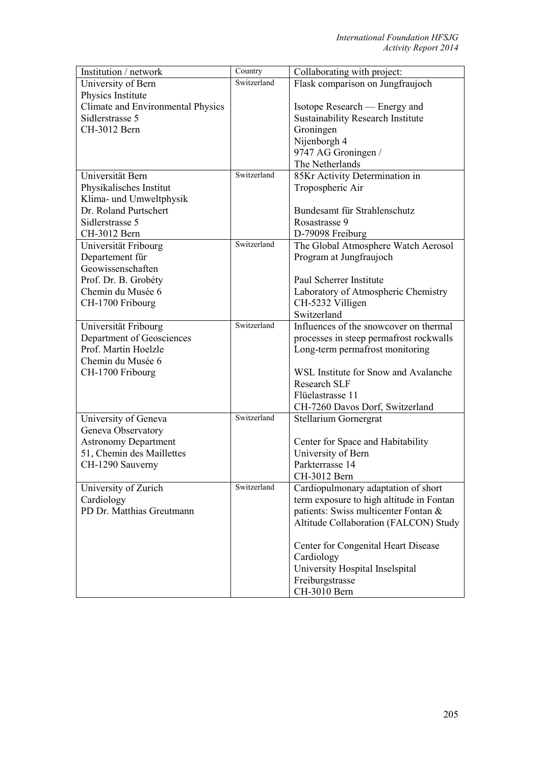| Institution / network | Country | Collaborating with project: |
|---|---|---|
| University of Bern<br>Physics Institute<br>Climate and Environmental Physics<br>Sidlerstrasse 5<br>CH-3012 Bern | Switzerland | Flask comparison on Jungfraujoch<br><br>Isotope Research — Energy and Sustainability Research Institute Groningen<br>Nijenborgh 4<br>9747 AG Groningen /<br>The Netherlands |
| Universität Bern<br>Physikalisches Institut<br>Klima- und Umweltphysik<br>Dr. Roland Purtschert<br>Sidlerstrasse 5<br>CH-3012 Bern | Switzerland | 85Kr Activity Determination in Tropospheric Air<br><br>Bundesamt für Strahlenschutz<br>Rosastrasse 9<br>D-79098 Freiburg |
| Universität Fribourg<br>Departement für Geowissenschaften<br>Prof. Dr. B. Grobéty<br>Chemin du Musée 6<br>CH-1700 Fribourg | Switzerland | The Global Atmosphere Watch Aerosol Program at Jungfraujoch<br><br>Paul Scherrer Institute<br>Laboratory of Atmospheric Chemistry<br>CH-5232 Villigen<br>Switzerland |
| Universität Fribourg<br>Department of Geosciences<br>Prof. Martin Hoelzle<br>Chemin du Musée 6<br>CH-1700 Fribourg | Switzerland | Influences of the snowcover on thermal processes in steep permafrost rockwalls<br>Long-term permafrost monitoring<br><br>WSL Institute for Snow and Avalanche Research SLF<br>Flüelastrasse 11<br>CH-7260 Davos Dorf, Switzerland |
| University of Geneva<br>Geneva Observatory<br>Astronomy Department<br>51, Chemin des Maillettes<br>CH-1290 Sauverny | Switzerland | Stellarium Gornergrat<br><br>Center for Space and Habitability<br>University of Bern<br>Parkterrasse 14<br>CH-3012 Bern |
| University of Zurich<br>Cardiology<br>PD Dr. Matthias Greutmann | Switzerland | Cardiopulmonary adaptation of short term exposure to high altitude in Fontan patients: Swiss multicenter Fontan & Altitude Collaboration (FALCON) Study<br><br>Center for Congenital Heart Disease<br>Cardiology<br>University Hospital Inselspital<br>Freiburgstrasse<br>CH-3010 Bern |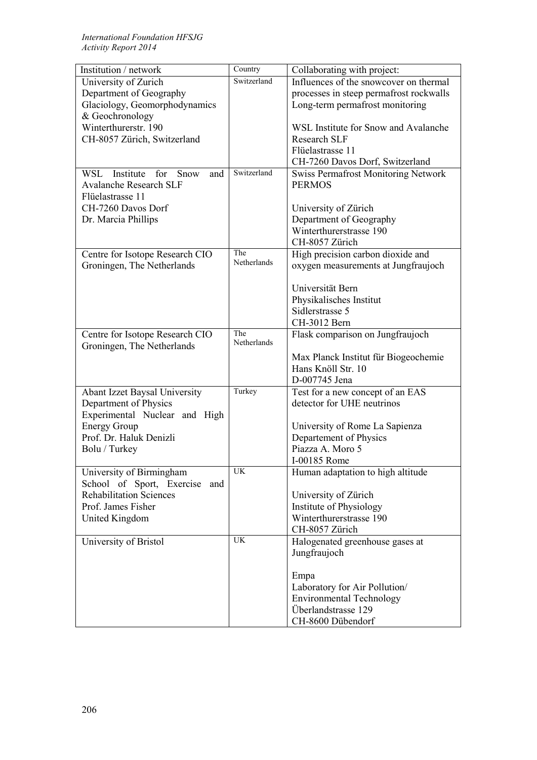| Institution / network | Country | Collaborating with project: |
| --- | --- | --- |
| University of Zurich<br>Department of Geography<br>Glaciology, Geomorphodynamics & Geochronology<br>Winterthurerstr. 190<br>CH-8057 Zürich, Switzerland | Switzerland | Influences of the snowcover on thermal processes in steep permafrost rockwalls<br>Long-term permafrost monitoring<br><br>WSL Institute for Snow and Avalanche Research SLF<br>Flüelastrasse 11<br>CH-7260 Davos Dorf, Switzerland |
| WSL Institute for Snow and Avalanche Research SLF<br>Flüelastrasse 11<br>CH-7260 Davos Dorf<br>Dr. Marcia Phillips | Switzerland | Swiss Permafrost Monitoring Network PERMOS<br><br>University of Zürich<br>Department of Geography<br>Winterthurerstrasse 190<br>CH-8057 Zürich |
| Centre for Isotope Research CIO<br>Groningen, The Netherlands | The Netherlands | High precision carbon dioxide and oxygen measurements at Jungfraujoch<br><br>Universität Bern<br>Physikalisches Institut<br>Sidlerstrasse 5<br>CH-3012 Bern |
| Centre for Isotope Research CIO<br>Groningen, The Netherlands | The Netherlands | Flask comparison on Jungfraujoch<br><br>Max Planck Institut für Biogeochemie<br>Hans Knöll Str. 10<br>D-007745 Jena |
| Abant Izzet Baysal University<br>Department of Physics<br>Experimental Nuclear and High Energy Group<br>Prof. Dr. Haluk Denizli<br>Bolu / Turkey | Turkey | Test for a new concept of an EAS detector for UHE neutrinos<br><br>University of Rome La Sapienza<br>Departement of Physics<br>Piazza A. Moro 5<br>I-00185 Rome |
| University of Birmingham<br>School of Sport, Exercise and Rehabilitation Sciences<br>Prof. James Fisher<br>United Kingdom | UK | Human adaptation to high altitude<br><br>University of Zürich<br>Institute of Physiology<br>Winterthurerstrasse 190<br>CH-8057 Zürich |
| University of Bristol | UK | Halogenated greenhouse gases at Jungfraujoch<br><br>Empa<br>Laboratory for Air Pollution/ Environmental Technology<br>Überlandstrasse 129<br>CH-8600 Dübendorf |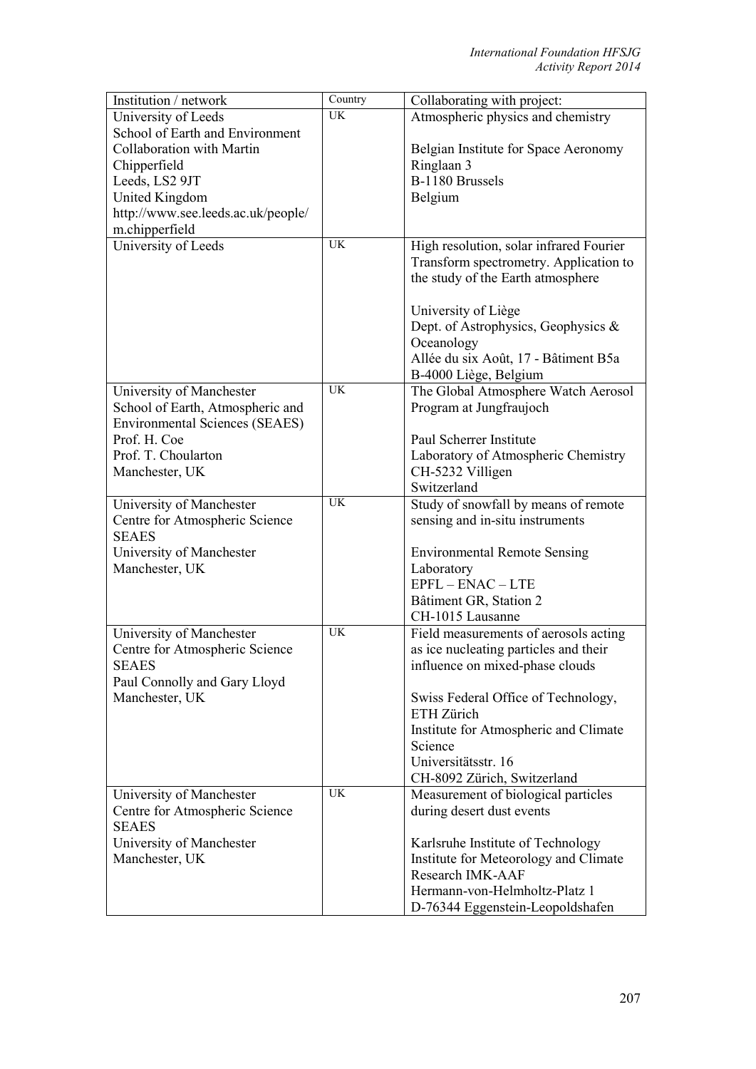| Institution / network | Country | Collaborating with project: |
| --- | --- | --- |
| University of Leeds<br>School of Earth and Environment<br>Collaboration with Martin Chipperfield<br>Leeds, LS2 9JT<br>United Kingdom<br>http://www.see.leeds.ac.uk/people/m.chipperfield | UK | Atmospheric physics and chemistry<br><br>Belgian Institute for Space Aeronomy<br>Ringlaan 3<br>B-1180 Brussels<br>Belgium |
| University of Leeds | UK | High resolution, solar infrared Fourier Transform spectrometry. Application to the study of the Earth atmosphere<br><br>University of Liège<br>Dept. of Astrophysics, Geophysics & Oceanology<br>Allée du six Août, 17 - Bâtiment B5a<br>B-4000 Liège, Belgium |
| University of Manchester<br>School of Earth, Atmospheric and Environmental Sciences (SEAES)<br>Prof. H. Coe<br>Prof. T. Choularton<br>Manchester, UK | UK | The Global Atmosphere Watch Aerosol Program at Jungfraujoch<br><br>Paul Scherrer Institute<br>Laboratory of Atmospheric Chemistry<br>CH-5232 Villigen<br>Switzerland |
| University of Manchester<br>Centre for Atmospheric Science<br>SEAES<br>University of Manchester<br>Manchester, UK | UK | Study of snowfall by means of remote sensing and in-situ instruments<br><br>Environmental Remote Sensing Laboratory<br>EPFL – ENAC – LTE<br>Bâtiment GR, Station 2<br>CH-1015 Lausanne |
| University of Manchester<br>Centre for Atmospheric Science<br>SEAES<br>Paul Connolly and Gary Lloyd<br>Manchester, UK | UK | Field measurements of aerosols acting as ice nucleating particles and their influence on mixed-phase clouds<br><br>Swiss Federal Office of Technology, ETH Zürich<br>Institute for Atmospheric and Climate Science<br>Universitätsstr. 16<br>CH-8092 Zürich, Switzerland |
| University of Manchester<br>Centre for Atmospheric Science<br>SEAES<br>University of Manchester<br>Manchester, UK | UK | Measurement of biological particles during desert dust events<br><br>Karlsruhe Institute of Technology<br>Institute for Meteorology and Climate Research IMK-AAF<br>Hermann-von-Helmholtz-Platz 1<br>D-76344 Eggenstein-Leopoldshafen |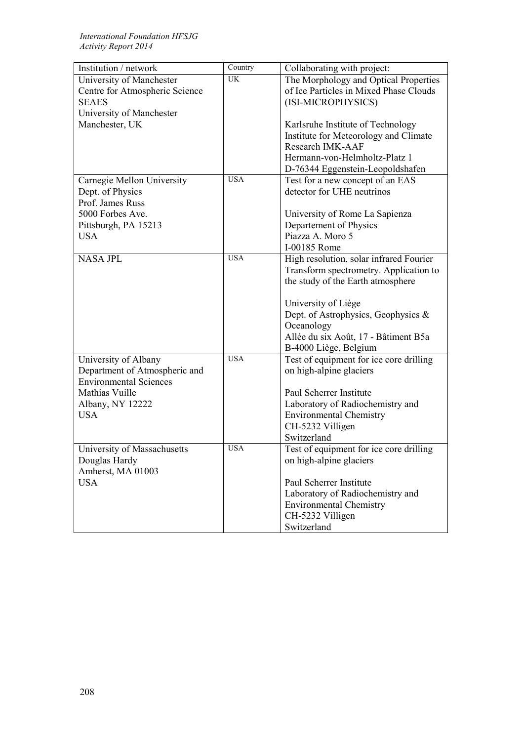| Institution / network | Country | Collaborating with project: |
|---|---|---|
| University of Manchester<br>Centre for Atmospheric Science<br>SEAES<br>University of Manchester<br>Manchester, UK | UK | The Morphology and Optical Properties of Ice Particles in Mixed Phase Clouds (ISI-MICROPHYSICS)<br><br>Karlsruhe Institute of Technology<br>Institute for Meteorology and Climate Research IMK-AAF<br>Hermann-von-Helmholtz-Platz 1<br>D-76344 Eggenstein-Leopoldshafen |
| Carnegie Mellon University<br>Dept. of Physics<br>Prof. James Russ<br>5000 Forbes Ave.<br>Pittsburgh, PA 15213<br>USA | USA | Test for a new concept of an EAS detector for UHE neutrinos<br><br>University of Rome La Sapienza<br>Departement of Physics<br>Piazza A. Moro 5<br>I-00185 Rome |
| NASA JPL | USA | High resolution, solar infrared Fourier Transform spectrometry. Application to the study of the Earth atmosphere<br><br>University of Liège<br>Dept. of Astrophysics, Geophysics & Oceanology<br>Allée du six Août, 17 - Bâtiment B5a<br>B-4000 Liège, Belgium |
| University of Albany<br>Department of Atmospheric and Environmental Sciences<br>Mathias Vuille<br>Albany, NY 12222<br>USA | USA | Test of equipment for ice core drilling on high-alpine glaciers<br><br>Paul Scherrer Institute<br>Laboratory of Radiochemistry and Environmental Chemistry<br>CH-5232 Villigen<br>Switzerland |
| University of Massachusetts<br>Douglas Hardy<br>Amherst, MA 01003<br>USA | USA | Test of equipment for ice core drilling on high-alpine glaciers<br><br>Paul Scherrer Institute<br>Laboratory of Radiochemistry and Environmental Chemistry<br>CH-5232 Villigen<br>Switzerland |